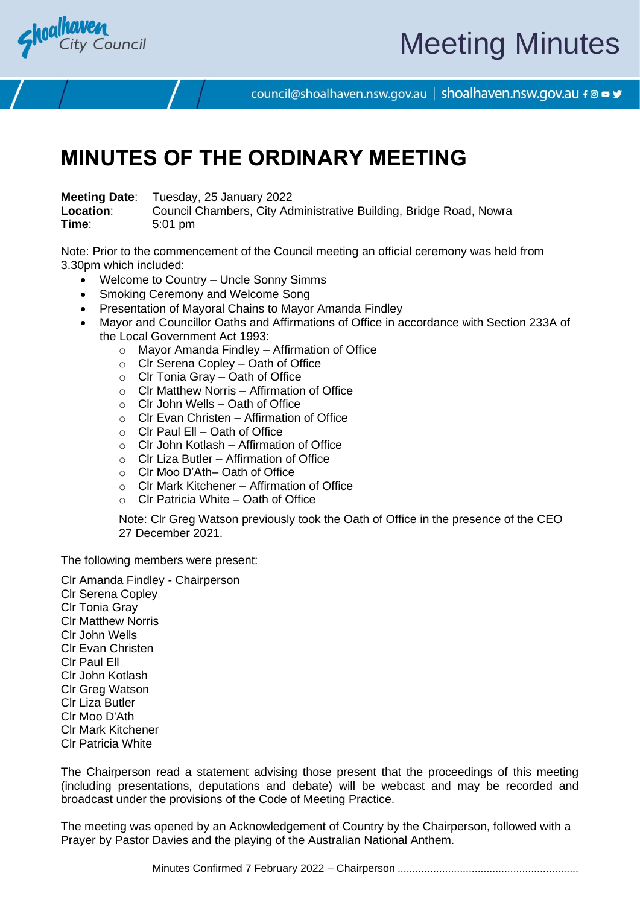# MINUTES OF THE ORDINARY MEETING

**Meeting Date**: Tuesday, 25 January 2022
**Location**: Council Chambers, City Administrative Building, Bridge Road, Nowra
**Time**: 5:01 pm

Note: Prior to the commencement of the Council meeting an official ceremony was held from 3.30pm which included:

- Welcome to Country – Uncle Sonny Simms
- Smoking Ceremony and Welcome Song
- Presentation of Mayoral Chains to Mayor Amanda Findley
- Mayor and Councillor Oaths and Affirmations of Office in accordance with Section 233A of the Local Government Act 1993:
    - Mayor Amanda Findley – Affirmation of Office
    - Clr Serena Copley – Oath of Office
    - Clr Tonia Gray – Oath of Office
    - Clr Matthew Norris – Affirmation of Office
    - Clr John Wells – Oath of Office
    - Clr Evan Christen – Affirmation of Office
    - Clr Paul Ell – Oath of Office
    - Clr John Kotlash – Affirmation of Office
    - Clr Liza Butler – Affirmation of Office
    - Clr Moo D'Ath– Oath of Office
    - Clr Mark Kitchener – Affirmation of Office
    - Clr Patricia White – Oath of Office

  Note: Clr Greg Watson previously took the Oath of Office in the presence of the CEO 27 December 2021.

The following members were present:

Clr Amanda Findley - Chairperson
Clr Serena Copley
Clr Tonia Gray
Clr Matthew Norris
Clr John Wells
Clr Evan Christen
Clr Paul Ell
Clr John Kotlash
Clr Greg Watson
Clr Liza Butler
Clr Moo D'Ath
Clr Mark Kitchener
Clr Patricia White

The Chairperson read a statement advising those present that the proceedings of this meeting (including presentations, deputations and debate) will be webcast and may be recorded and broadcast under the provisions of the Code of Meeting Practice.

The meeting was opened by an Acknowledgement of Country by the Chairperson, followed with a Prayer by Pastor Davies and the playing of the Australian National Anthem.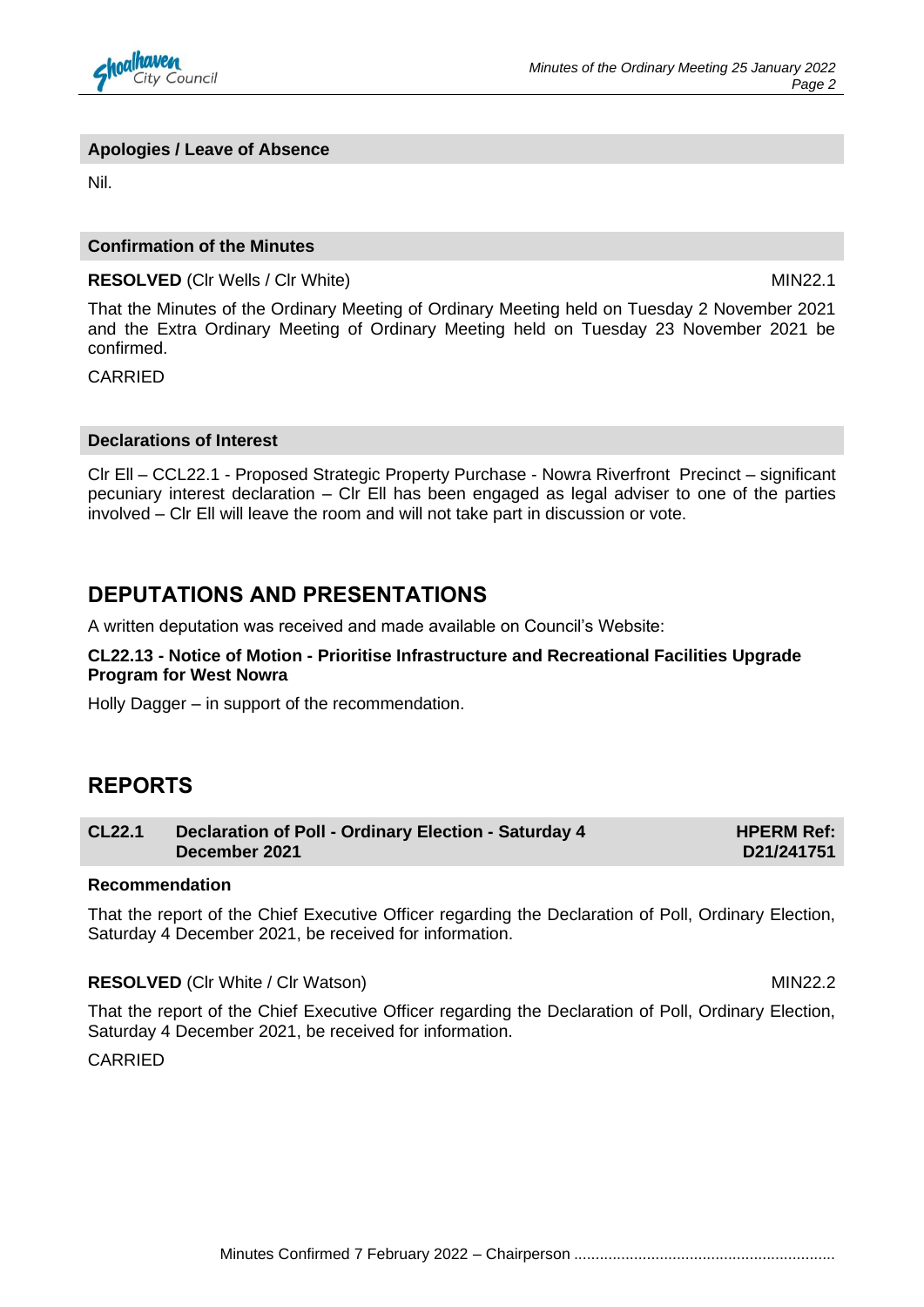### Apologies / Leave of Absence

Nil.

### Confirmation of the Minutes

**RESOLVED** (Clr Wells / Clr White) MIN22.1

That the Minutes of the Ordinary Meeting of Ordinary Meeting held on Tuesday 2 November 2021 and the Extra Ordinary Meeting of Ordinary Meeting held on Tuesday 23 November 2021 be confirmed.

CARRIED

### Declarations of Interest

Clr Ell – CCL22.1 - Proposed Strategic Property Purchase - Nowra Riverfront Precinct – significant pecuniary interest declaration – Clr Ell has been engaged as legal adviser to one of the parties involved – Clr Ell will leave the room and will not take part in discussion or vote.

## DEPUTATIONS AND PRESENTATIONS

A written deputation was received and made available on Council's Website:

**CL22.13 - Notice of Motion - Prioritise Infrastructure and Recreational Facilities Upgrade Program for West Nowra**

Holly Dagger – in support of the recommendation.

## REPORTS

### CL22.1 Declaration of Poll - Ordinary Election - Saturday 4 December 2021 — HPERM Ref: D21/241751

**Recommendation**

That the report of the Chief Executive Officer regarding the Declaration of Poll, Ordinary Election, Saturday 4 December 2021, be received for information.

**RESOLVED** (Clr White / Clr Watson) MIN22.2

That the report of the Chief Executive Officer regarding the Declaration of Poll, Ordinary Election, Saturday 4 December 2021, be received for information.

CARRIED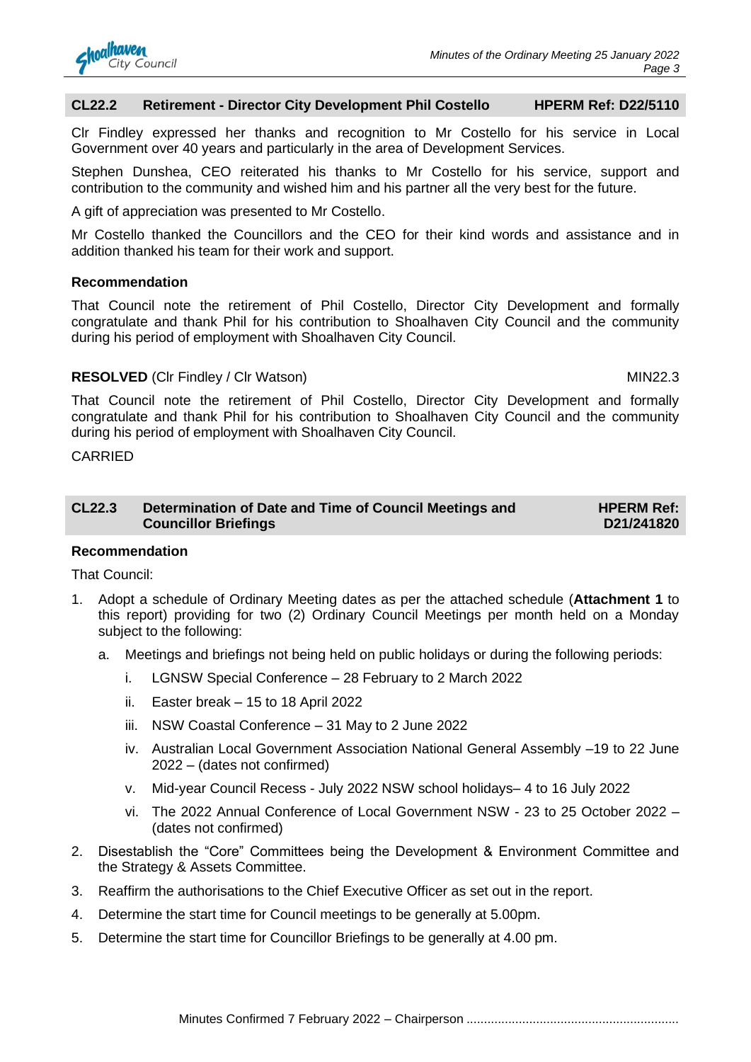## CL22.2 Retirement - Director City Development Phil Costello HPERM Ref: D22/5110

Clr Findley expressed her thanks and recognition to Mr Costello for his service in Local Government over 40 years and particularly in the area of Development Services.

Stephen Dunshea, CEO reiterated his thanks to Mr Costello for his service, support and contribution to the community and wished him and his partner all the very best for the future.

A gift of appreciation was presented to Mr Costello.

Mr Costello thanked the Councillors and the CEO for their kind words and assistance and in addition thanked his team for their work and support.

**Recommendation**

That Council note the retirement of Phil Costello, Director City Development and formally congratulate and thank Phil for his contribution to Shoalhaven City Council and the community during his period of employment with Shoalhaven City Council.

**RESOLVED** (Clr Findley / Clr Watson) MIN22.3

That Council note the retirement of Phil Costello, Director City Development and formally congratulate and thank Phil for his contribution to Shoalhaven City Council and the community during his period of employment with Shoalhaven City Council.

CARRIED

## CL22.3 Determination of Date and Time of Council Meetings and Councillor Briefings HPERM Ref: D21/241820

**Recommendation**

That Council:

1. Adopt a schedule of Ordinary Meeting dates as per the attached schedule (**Attachment 1** to this report) providing for two (2) Ordinary Council Meetings per month held on a Monday subject to the following:
   a. Meetings and briefings not being held on public holidays or during the following periods:
      i. LGNSW Special Conference – 28 February to 2 March 2022
      ii. Easter break – 15 to 18 April 2022
      iii. NSW Coastal Conference – 31 May to 2 June 2022
      iv. Australian Local Government Association National General Assembly –19 to 22 June 2022 – (dates not confirmed)
      v. Mid-year Council Recess - July 2022 NSW school holidays– 4 to 16 July 2022
      vi. The 2022 Annual Conference of Local Government NSW - 23 to 25 October 2022 – (dates not confirmed)
2. Disestablish the “Core” Committees being the Development & Environment Committee and the Strategy & Assets Committee.
3. Reaffirm the authorisations to the Chief Executive Officer as set out in the report.
4. Determine the start time for Council meetings to be generally at 5.00pm.
5. Determine the start time for Councillor Briefings to be generally at 4.00 pm.

Minutes Confirmed 7 February 2022 – Chairperson ............................................................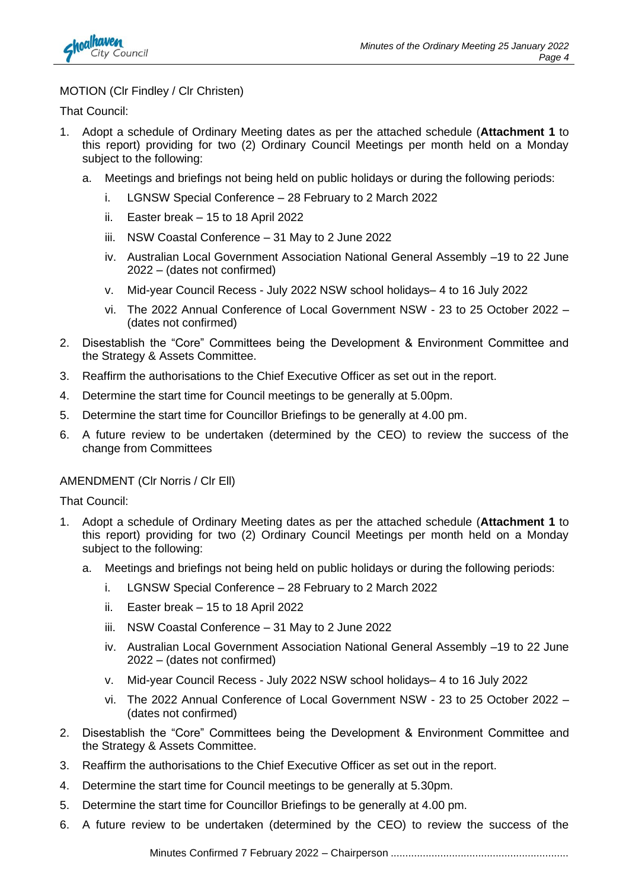MOTION (Clr Findley / Clr Christen)

That Council:

1. Adopt a schedule of Ordinary Meeting dates as per the attached schedule (**Attachment 1** to this report) providing for two (2) Ordinary Council Meetings per month held on a Monday subject to the following:
   a. Meetings and briefings not being held on public holidays or during the following periods:
      i. LGNSW Special Conference – 28 February to 2 March 2022
      ii. Easter break – 15 to 18 April 2022
      iii. NSW Coastal Conference – 31 May to 2 June 2022
      iv. Australian Local Government Association National General Assembly –19 to 22 June 2022 – (dates not confirmed)
      v. Mid-year Council Recess - July 2022 NSW school holidays– 4 to 16 July 2022
      vi. The 2022 Annual Conference of Local Government NSW - 23 to 25 October 2022 – (dates not confirmed)
2. Disestablish the "Core" Committees being the Development & Environment Committee and the Strategy & Assets Committee.
3. Reaffirm the authorisations to the Chief Executive Officer as set out in the report.
4. Determine the start time for Council meetings to be generally at 5.00pm.
5. Determine the start time for Councillor Briefings to be generally at 4.00 pm.
6. A future review to be undertaken (determined by the CEO) to review the success of the change from Committees

AMENDMENT (Clr Norris / Clr Ell)

That Council:

1. Adopt a schedule of Ordinary Meeting dates as per the attached schedule (**Attachment 1** to this report) providing for two (2) Ordinary Council Meetings per month held on a Monday subject to the following:
   a. Meetings and briefings not being held on public holidays or during the following periods:
      i. LGNSW Special Conference – 28 February to 2 March 2022
      ii. Easter break – 15 to 18 April 2022
      iii. NSW Coastal Conference – 31 May to 2 June 2022
      iv. Australian Local Government Association National General Assembly –19 to 22 June 2022 – (dates not confirmed)
      v. Mid-year Council Recess - July 2022 NSW school holidays– 4 to 16 July 2022
      vi. The 2022 Annual Conference of Local Government NSW - 23 to 25 October 2022 – (dates not confirmed)
2. Disestablish the "Core" Committees being the Development & Environment Committee and the Strategy & Assets Committee.
3. Reaffirm the authorisations to the Chief Executive Officer as set out in the report.
4. Determine the start time for Council meetings to be generally at 5.30pm.
5. Determine the start time for Councillor Briefings to be generally at 4.00 pm.
6. A future review to be undertaken (determined by the CEO) to review the success of the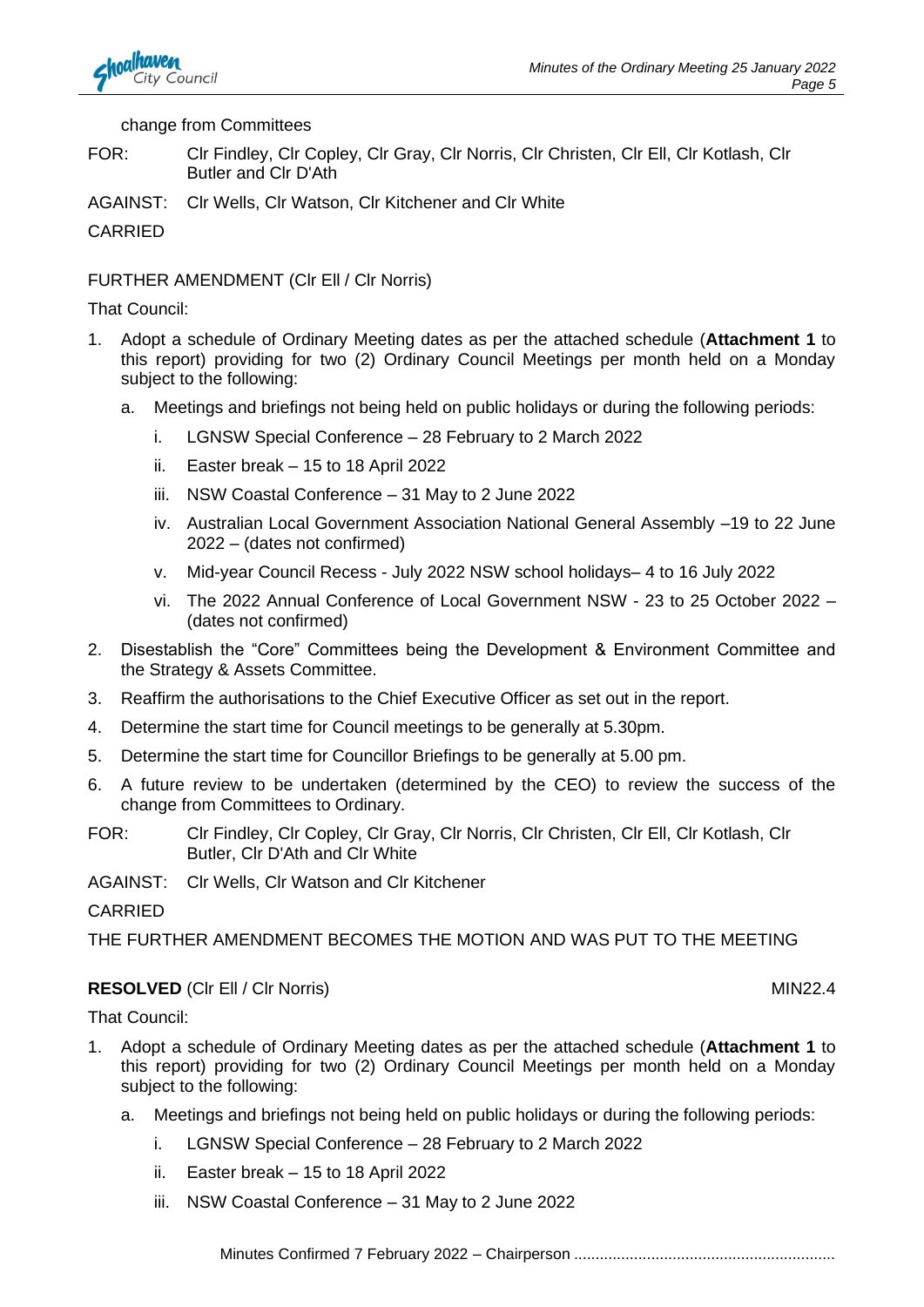change from Committees

FOR: Clr Findley, Clr Copley, Clr Gray, Clr Norris, Clr Christen, Clr Ell, Clr Kotlash, Clr Butler and Clr D'Ath

AGAINST: Clr Wells, Clr Watson, Clr Kitchener and Clr White

CARRIED

FURTHER AMENDMENT (Clr Ell / Clr Norris)

That Council:

1. Adopt a schedule of Ordinary Meeting dates as per the attached schedule (**Attachment 1** to this report) providing for two (2) Ordinary Council Meetings per month held on a Monday subject to the following:
   a. Meetings and briefings not being held on public holidays or during the following periods:
      i. LGNSW Special Conference – 28 February to 2 March 2022
      ii. Easter break – 15 to 18 April 2022
      iii. NSW Coastal Conference – 31 May to 2 June 2022
      iv. Australian Local Government Association National General Assembly –19 to 22 June 2022 – (dates not confirmed)
      v. Mid-year Council Recess - July 2022 NSW school holidays– 4 to 16 July 2022
      vi. The 2022 Annual Conference of Local Government NSW - 23 to 25 October 2022 – (dates not confirmed)
2. Disestablish the "Core" Committees being the Development & Environment Committee and the Strategy & Assets Committee.
3. Reaffirm the authorisations to the Chief Executive Officer as set out in the report.
4. Determine the start time for Council meetings to be generally at 5.30pm.
5. Determine the start time for Councillor Briefings to be generally at 5.00 pm.
6. A future review to be undertaken (determined by the CEO) to review the success of the change from Committees to Ordinary.

FOR: Clr Findley, Clr Copley, Clr Gray, Clr Norris, Clr Christen, Clr Ell, Clr Kotlash, Clr Butler, Clr D'Ath and Clr White

AGAINST: Clr Wells, Clr Watson and Clr Kitchener

CARRIED

THE FURTHER AMENDMENT BECOMES THE MOTION AND WAS PUT TO THE MEETING

**RESOLVED** (Clr Ell / Clr Norris) MIN22.4

That Council:

1. Adopt a schedule of Ordinary Meeting dates as per the attached schedule (**Attachment 1** to this report) providing for two (2) Ordinary Council Meetings per month held on a Monday subject to the following:
   a. Meetings and briefings not being held on public holidays or during the following periods:
      i. LGNSW Special Conference – 28 February to 2 March 2022
      ii. Easter break – 15 to 18 April 2022
      iii. NSW Coastal Conference – 31 May to 2 June 2022

Minutes Confirmed 7 February 2022 – Chairperson ............................................................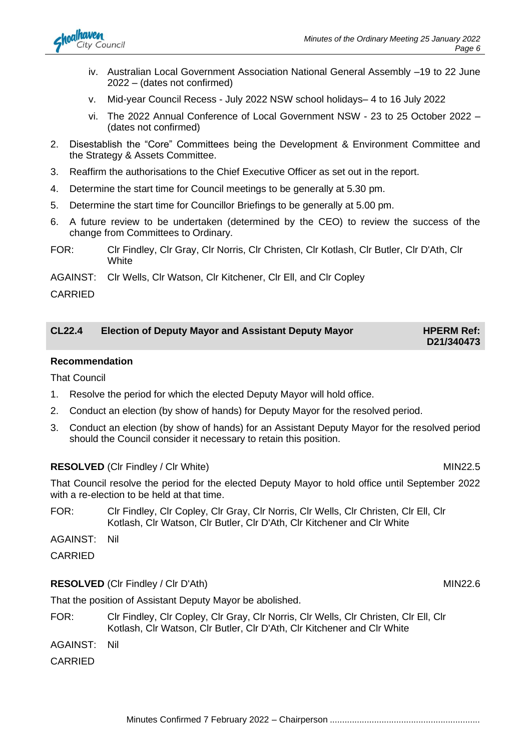iv. Australian Local Government Association National General Assembly –19 to 22 June 2022 – (dates not confirmed)

    v. Mid-year Council Recess - July 2022 NSW school holidays– 4 to 16 July 2022

    vi. The 2022 Annual Conference of Local Government NSW - 23 to 25 October 2022 – (dates not confirmed)

2. Disestablish the "Core" Committees being the Development & Environment Committee and the Strategy & Assets Committee.
3. Reaffirm the authorisations to the Chief Executive Officer as set out in the report.
4. Determine the start time for Council meetings to be generally at 5.30 pm.
5. Determine the start time for Councillor Briefings to be generally at 5.00 pm.
6. A future review to be undertaken (determined by the CEO) to review the success of the change from Committees to Ordinary.

FOR: Clr Findley, Clr Gray, Clr Norris, Clr Christen, Clr Kotlash, Clr Butler, Clr D'Ath, Clr White

AGAINST: Clr Wells, Clr Watson, Clr Kitchener, Clr Ell, and Clr Copley

CARRIED

## CL22.4 Election of Deputy Mayor and Assistant Deputy Mayor — HPERM Ref: D21/340473

**Recommendation**

That Council

1. Resolve the period for which the elected Deputy Mayor will hold office.
2. Conduct an election (by show of hands) for Deputy Mayor for the resolved period.
3. Conduct an election (by show of hands) for an Assistant Deputy Mayor for the resolved period should the Council consider it necessary to retain this position.

**RESOLVED** (Clr Findley / Clr White) MIN22.5

That Council resolve the period for the elected Deputy Mayor to hold office until September 2022 with a re-election to be held at that time.

FOR: Clr Findley, Clr Copley, Clr Gray, Clr Norris, Clr Wells, Clr Christen, Clr Ell, Clr Kotlash, Clr Watson, Clr Butler, Clr D'Ath, Clr Kitchener and Clr White

AGAINST: Nil

CARRIED

**RESOLVED** (Clr Findley / Clr D'Ath) MIN22.6

That the position of Assistant Deputy Mayor be abolished.

FOR: Clr Findley, Clr Copley, Clr Gray, Clr Norris, Clr Wells, Clr Christen, Clr Ell, Clr Kotlash, Clr Watson, Clr Butler, Clr D'Ath, Clr Kitchener and Clr White

AGAINST: Nil

CARRIED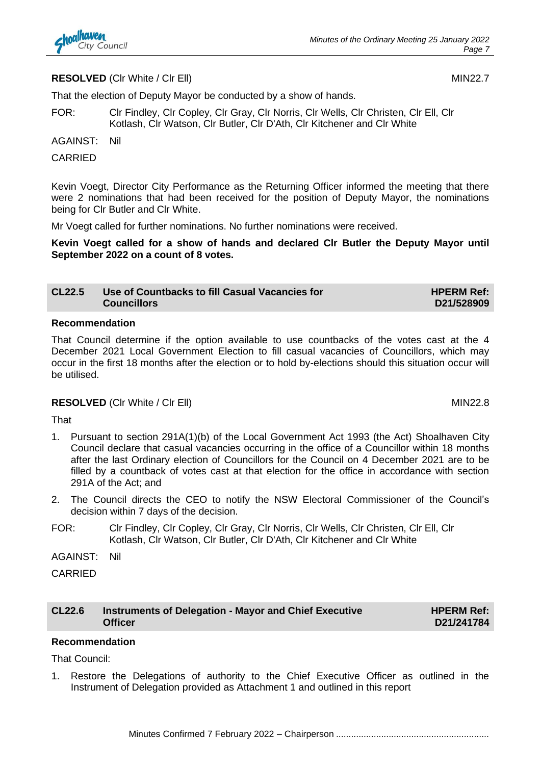**RESOLVED** (Clr White / Clr Ell) MIN22.7

That the election of Deputy Mayor be conducted by a show of hands.

FOR: Clr Findley, Clr Copley, Clr Gray, Clr Norris, Clr Wells, Clr Christen, Clr Ell, Clr Kotlash, Clr Watson, Clr Butler, Clr D'Ath, Clr Kitchener and Clr White

AGAINST: Nil

CARRIED

Kevin Voegt, Director City Performance as the Returning Officer informed the meeting that there were 2 nominations that had been received for the position of Deputy Mayor, the nominations being for Clr Butler and Clr White.

Mr Voegt called for further nominations. No further nominations were received.

**Kevin Voegt called for a show of hands and declared Clr Butler the Deputy Mayor until September 2022 on a count of 8 votes.**

## CL22.5 Use of Countbacks to fill Casual Vacancies for Councillors

**HPERM Ref: D21/528909**

**Recommendation**

That Council determine if the option available to use countbacks of the votes cast at the 4 December 2021 Local Government Election to fill casual vacancies of Councillors, which may occur in the first 18 months after the election or to hold by-elections should this situation occur will be utilised.

**RESOLVED** (Clr White / Clr Ell) MIN22.8

That

1. Pursuant to section 291A(1)(b) of the Local Government Act 1993 (the Act) Shoalhaven City Council declare that casual vacancies occurring in the office of a Councillor within 18 months after the last Ordinary election of Councillors for the Council on 4 December 2021 are to be filled by a countback of votes cast at that election for the office in accordance with section 291A of the Act; and
2. The Council directs the CEO to notify the NSW Electoral Commissioner of the Council's decision within 7 days of the decision.

FOR: Clr Findley, Clr Copley, Clr Gray, Clr Norris, Clr Wells, Clr Christen, Clr Ell, Clr Kotlash, Clr Watson, Clr Butler, Clr D'Ath, Clr Kitchener and Clr White

AGAINST: Nil

CARRIED

## CL22.6 Instruments of Delegation - Mayor and Chief Executive Officer

**HPERM Ref: D21/241784**

**Recommendation**

That Council:

1. Restore the Delegations of authority to the Chief Executive Officer as outlined in the Instrument of Delegation provided as Attachment 1 and outlined in this report

Minutes Confirmed 7 February 2022 – Chairperson ............................................................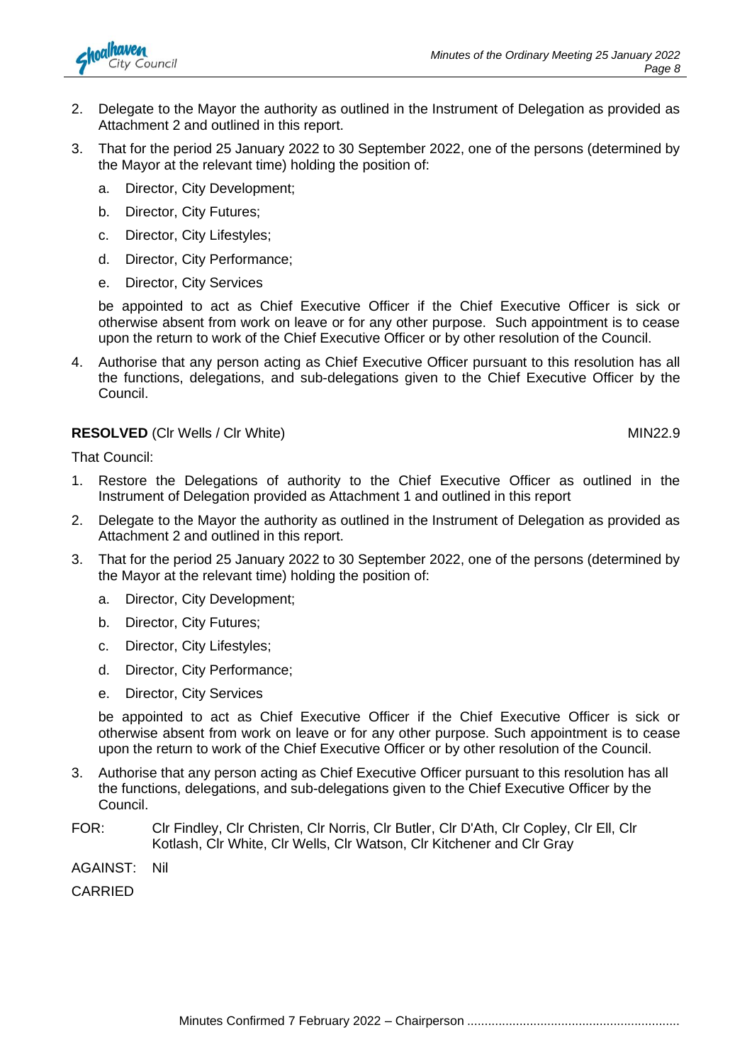2. Delegate to the Mayor the authority as outlined in the Instrument of Delegation as provided as Attachment 2 and outlined in this report.

3. That for the period 25 January 2022 to 30 September 2022, one of the persons (determined by the Mayor at the relevant time) holding the position of:

    a. Director, City Development;

    b. Director, City Futures;

    c. Director, City Lifestyles;

    d. Director, City Performance;

    e. Director, City Services

    be appointed to act as Chief Executive Officer if the Chief Executive Officer is sick or otherwise absent from work on leave or for any other purpose. Such appointment is to cease upon the return to work of the Chief Executive Officer or by other resolution of the Council.

4. Authorise that any person acting as Chief Executive Officer pursuant to this resolution has all the functions, delegations, and sub-delegations given to the Chief Executive Officer by the Council.

**RESOLVED** (Clr Wells / Clr White) MIN22.9

That Council:

1. Restore the Delegations of authority to the Chief Executive Officer as outlined in the Instrument of Delegation provided as Attachment 1 and outlined in this report

2. Delegate to the Mayor the authority as outlined in the Instrument of Delegation as provided as Attachment 2 and outlined in this report.

3. That for the period 25 January 2022 to 30 September 2022, one of the persons (determined by the Mayor at the relevant time) holding the position of:

    a. Director, City Development;

    b. Director, City Futures;

    c. Director, City Lifestyles;

    d. Director, City Performance;

    e. Director, City Services

    be appointed to act as Chief Executive Officer if the Chief Executive Officer is sick or otherwise absent from work on leave or for any other purpose. Such appointment is to cease upon the return to work of the Chief Executive Officer or by other resolution of the Council.

3. Authorise that any person acting as Chief Executive Officer pursuant to this resolution has all the functions, delegations, and sub-delegations given to the Chief Executive Officer by the Council.

FOR: Clr Findley, Clr Christen, Clr Norris, Clr Butler, Clr D'Ath, Clr Copley, Clr Ell, Clr Kotlash, Clr White, Clr Wells, Clr Watson, Clr Kitchener and Clr Gray

AGAINST: Nil

CARRIED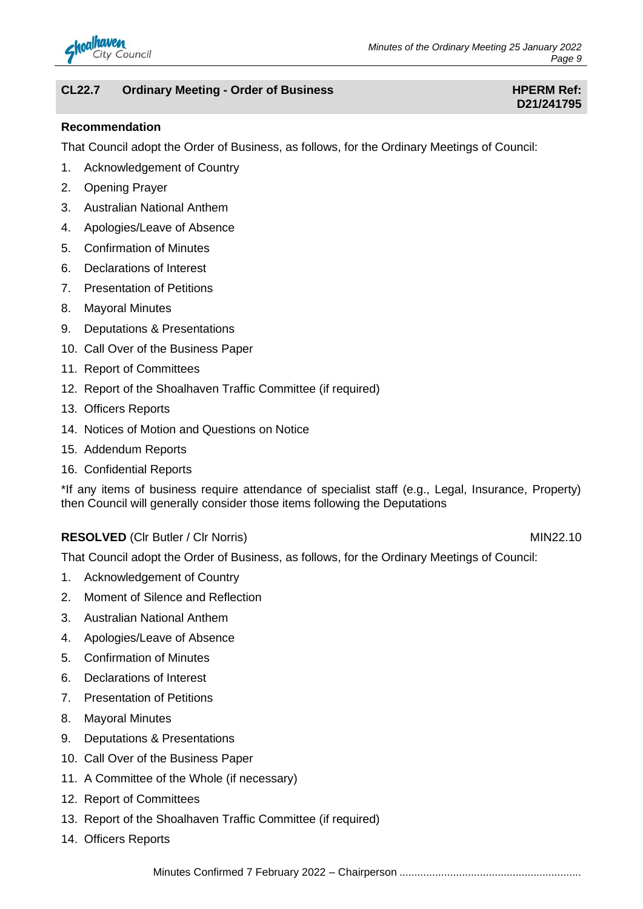## CL22.7 Ordinary Meeting - Order of Business

**HPERM Ref: D21/241795**

**Recommendation**

That Council adopt the Order of Business, as follows, for the Ordinary Meetings of Council:

1. Acknowledgement of Country
2. Opening Prayer
3. Australian National Anthem
4. Apologies/Leave of Absence
5. Confirmation of Minutes
6. Declarations of Interest
7. Presentation of Petitions
8. Mayoral Minutes
9. Deputations & Presentations
10. Call Over of the Business Paper
11. Report of Committees
12. Report of the Shoalhaven Traffic Committee (if required)
13. Officers Reports
14. Notices of Motion and Questions on Notice
15. Addendum Reports
16. Confidential Reports

*If any items of business require attendance of specialist staff (e.g., Legal, Insurance, Property) then Council will generally consider those items following the Deputations

**RESOLVED** (Clr Butler / Clr Norris) MIN22.10

That Council adopt the Order of Business, as follows, for the Ordinary Meetings of Council:

1. Acknowledgement of Country
2. Moment of Silence and Reflection
3. Australian National Anthem
4. Apologies/Leave of Absence
5. Confirmation of Minutes
6. Declarations of Interest
7. Presentation of Petitions
8. Mayoral Minutes
9. Deputations & Presentations
10. Call Over of the Business Paper
11. A Committee of the Whole (if necessary)
12. Report of Committees
13. Report of the Shoalhaven Traffic Committee (if required)
14. Officers Reports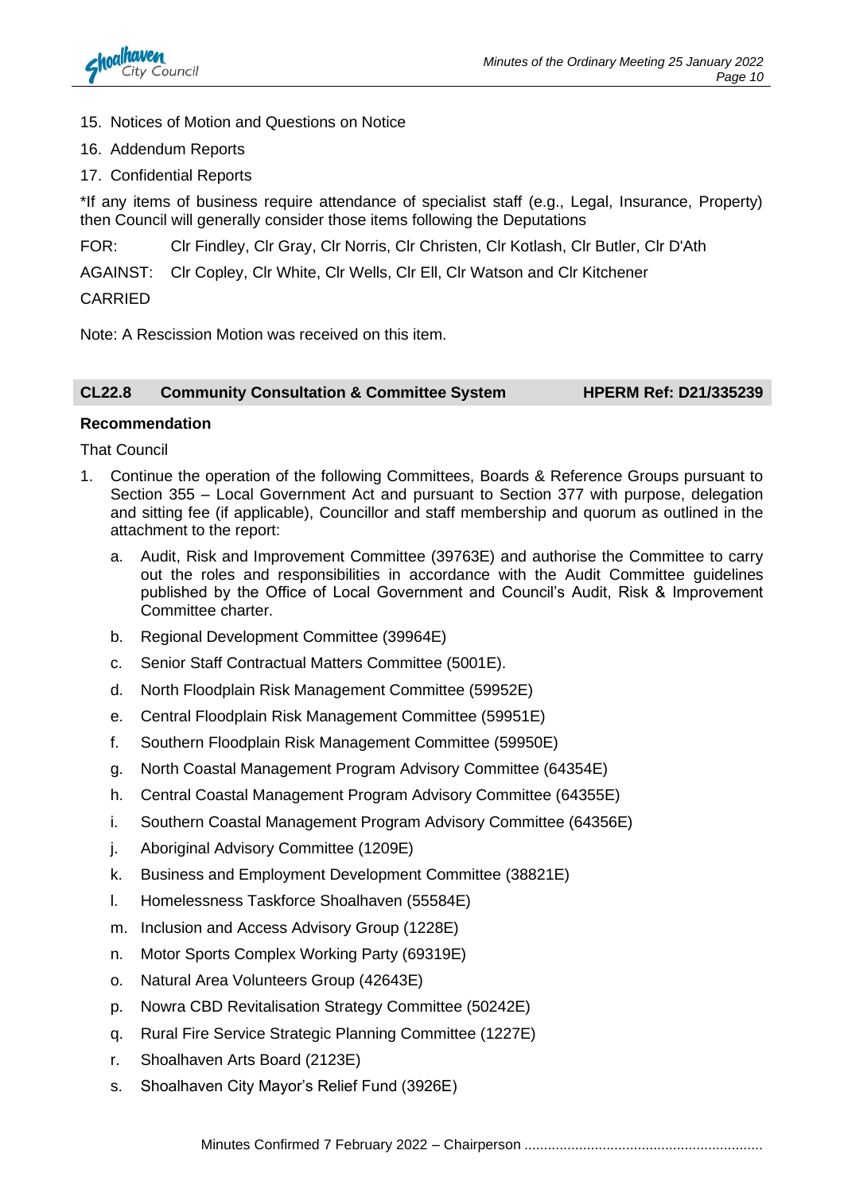15. Notices of Motion and Questions on Notice
16. Addendum Reports
17. Confidential Reports

*If any items of business require attendance of specialist staff (e.g., Legal, Insurance, Property) then Council will generally consider those items following the Deputations

FOR: Clr Findley, Clr Gray, Clr Norris, Clr Christen, Clr Kotlash, Clr Butler, Clr D'Ath

AGAINST: Clr Copley, Clr White, Clr Wells, Clr Ell, Clr Watson and Clr Kitchener

CARRIED

Note: A Rescission Motion was received on this item.

## CL22.8 Community Consultation & Committee System — HPERM Ref: D21/335239

**Recommendation**

That Council

1. Continue the operation of the following Committees, Boards & Reference Groups pursuant to Section 355 – Local Government Act and pursuant to Section 377 with purpose, delegation and sitting fee (if applicable), Councillor and staff membership and quorum as outlined in the attachment to the report:
   a. Audit, Risk and Improvement Committee (39763E) and authorise the Committee to carry out the roles and responsibilities in accordance with the Audit Committee guidelines published by the Office of Local Government and Council's Audit, Risk & Improvement Committee charter.
   b. Regional Development Committee (39964E)
   c. Senior Staff Contractual Matters Committee (5001E).
   d. North Floodplain Risk Management Committee (59952E)
   e. Central Floodplain Risk Management Committee (59951E)
   f. Southern Floodplain Risk Management Committee (59950E)
   g. North Coastal Management Program Advisory Committee (64354E)
   h. Central Coastal Management Program Advisory Committee (64355E)
   i. Southern Coastal Management Program Advisory Committee (64356E)
   j. Aboriginal Advisory Committee (1209E)
   k. Business and Employment Development Committee (38821E)
   l. Homelessness Taskforce Shoalhaven (55584E)
   m. Inclusion and Access Advisory Group (1228E)
   n. Motor Sports Complex Working Party (69319E)
   o. Natural Area Volunteers Group (42643E)
   p. Nowra CBD Revitalisation Strategy Committee (50242E)
   q. Rural Fire Service Strategic Planning Committee (1227E)
   r. Shoalhaven Arts Board (2123E)
   s. Shoalhaven City Mayor's Relief Fund (3926E)

Minutes Confirmed 7 February 2022 – Chairperson ............................................................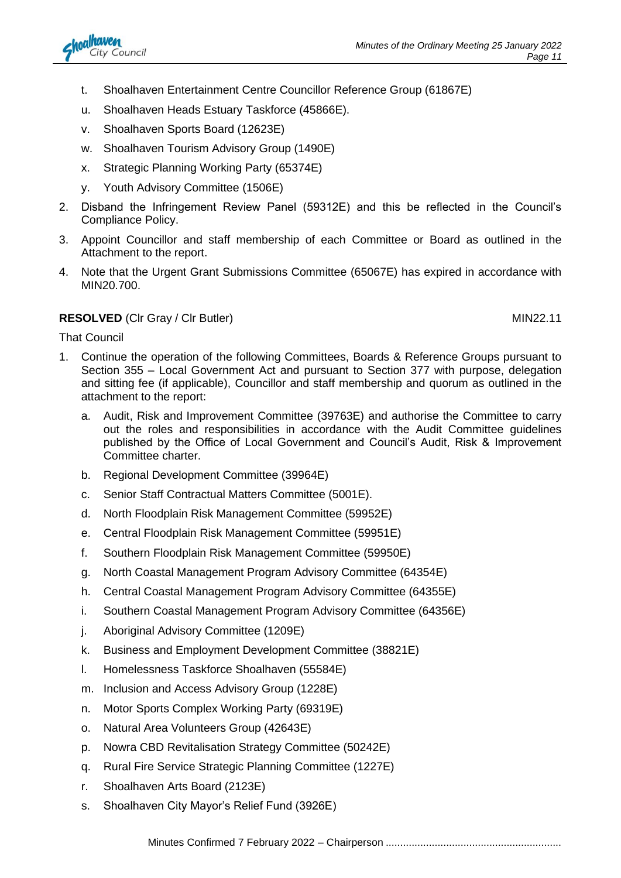t. Shoalhaven Entertainment Centre Councillor Reference Group (61867E)

u. Shoalhaven Heads Estuary Taskforce (45866E).

v. Shoalhaven Sports Board (12623E)

w. Shoalhaven Tourism Advisory Group (1490E)

x. Strategic Planning Working Party (65374E)

y. Youth Advisory Committee (1506E)

2. Disband the Infringement Review Panel (59312E) and this be reflected in the Council's Compliance Policy.
3. Appoint Councillor and staff membership of each Committee or Board as outlined in the Attachment to the report.
4. Note that the Urgent Grant Submissions Committee (65067E) has expired in accordance with MIN20.700.

**RESOLVED** (Clr Gray / Clr Butler) MIN22.11

That Council

1. Continue the operation of the following Committees, Boards & Reference Groups pursuant to Section 355 – Local Government Act and pursuant to Section 377 with purpose, delegation and sitting fee (if applicable), Councillor and staff membership and quorum as outlined in the attachment to the report:

   a. Audit, Risk and Improvement Committee (39763E) and authorise the Committee to carry out the roles and responsibilities in accordance with the Audit Committee guidelines published by the Office of Local Government and Council's Audit, Risk & Improvement Committee charter.

   b. Regional Development Committee (39964E)

   c. Senior Staff Contractual Matters Committee (5001E).

   d. North Floodplain Risk Management Committee (59952E)

   e. Central Floodplain Risk Management Committee (59951E)

   f. Southern Floodplain Risk Management Committee (59950E)

   g. North Coastal Management Program Advisory Committee (64354E)

   h. Central Coastal Management Program Advisory Committee (64355E)

   i. Southern Coastal Management Program Advisory Committee (64356E)

   j. Aboriginal Advisory Committee (1209E)

   k. Business and Employment Development Committee (38821E)

   l. Homelessness Taskforce Shoalhaven (55584E)

   m. Inclusion and Access Advisory Group (1228E)

   n. Motor Sports Complex Working Party (69319E)

   o. Natural Area Volunteers Group (42643E)

   p. Nowra CBD Revitalisation Strategy Committee (50242E)

   q. Rural Fire Service Strategic Planning Committee (1227E)

   r. Shoalhaven Arts Board (2123E)

   s. Shoalhaven City Mayor's Relief Fund (3926E)

Minutes Confirmed 7 February 2022 – Chairperson ............................................................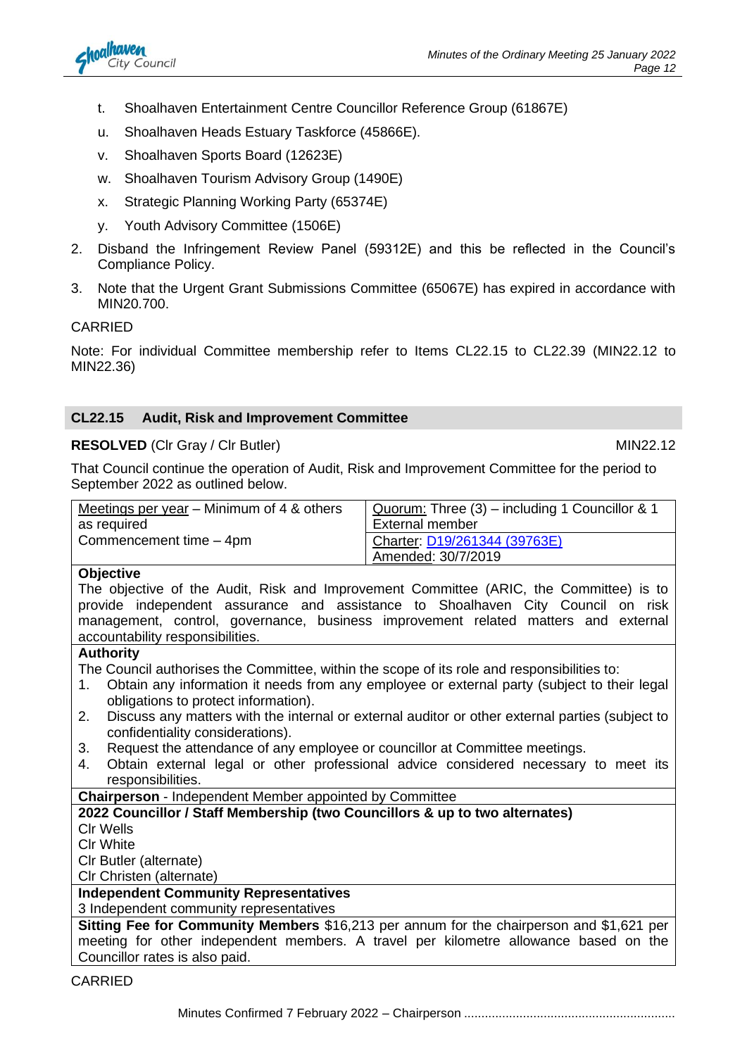t. Shoalhaven Entertainment Centre Councillor Reference Group (61867E)

u. Shoalhaven Heads Estuary Taskforce (45866E).

v. Shoalhaven Sports Board (12623E)

w. Shoalhaven Tourism Advisory Group (1490E)

x. Strategic Planning Working Party (65374E)

y. Youth Advisory Committee (1506E)

2. Disband the Infringement Review Panel (59312E) and this be reflected in the Council's Compliance Policy.

3. Note that the Urgent Grant Submissions Committee (65067E) has expired in accordance with MIN20.700.

CARRIED

Note: For individual Committee membership refer to Items CL22.15 to CL22.39 (MIN22.12 to MIN22.36)

## CL22.15 Audit, Risk and Improvement Committee

**RESOLVED** (Clr Gray / Clr Butler) MIN22.12

That Council continue the operation of Audit, Risk and Improvement Committee for the period to September 2022 as outlined below.

| Meetings per year – Minimum of 4 & others as required<br>Commencement time – 4pm | Quorum: Three (3) – including 1 Councillor & 1 External member<br>Charter: D19/261344 (39763E)<br>Amended: 30/7/2019 |
|---|---|

**Objective**
The objective of the Audit, Risk and Improvement Committee (ARIC, the Committee) is to provide independent assurance and assistance to Shoalhaven City Council on risk management, control, governance, business improvement related matters and external accountability responsibilities.

**Authority**
The Council authorises the Committee, within the scope of its role and responsibilities to:

1. Obtain any information it needs from any employee or external party (subject to their legal obligations to protect information).
2. Discuss any matters with the internal or external auditor or other external parties (subject to confidentiality considerations).
3. Request the attendance of any employee or councillor at Committee meetings.
4. Obtain external legal or other professional advice considered necessary to meet its responsibilities.

**Chairperson** - Independent Member appointed by Committee

**2022 Councillor / Staff Membership (two Councillors & up to two alternates)**
Clr Wells
Clr White
Clr Butler (alternate)
Clr Christen (alternate)

**Independent Community Representatives**
3 Independent community representatives

**Sitting Fee for Community Members** $16,213 per annum for the chairperson and $1,621 per meeting for other independent members. A travel per kilometre allowance based on the Councillor rates is also paid.

CARRIED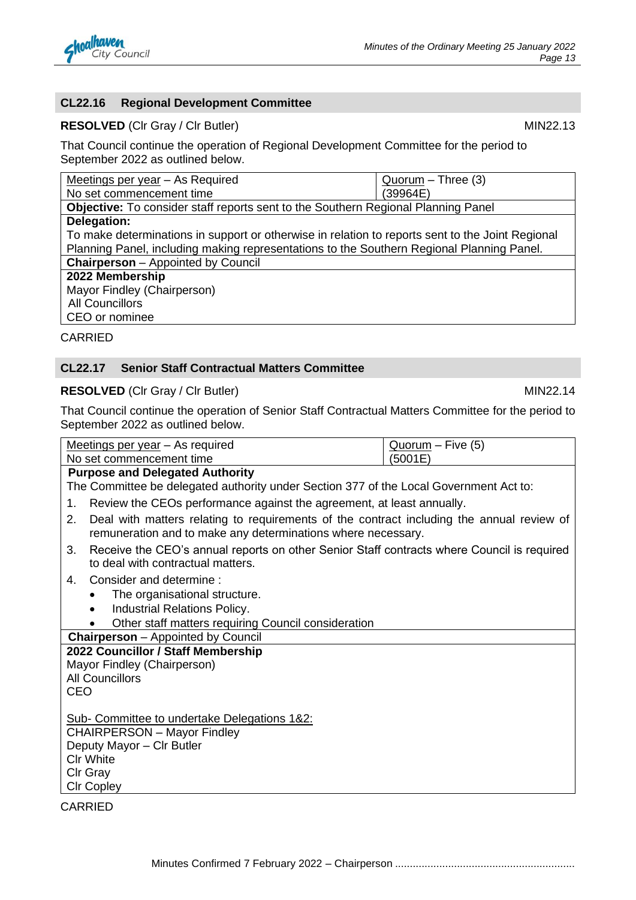## CL22.16 Regional Development Committee

**RESOLVED** (Clr Gray / Clr Butler) MIN22.13

That Council continue the operation of Regional Development Committee for the period to September 2022 as outlined below.

| Meetings per year – As Required<br>No set commencement time | Quorum – Three (3)<br>(39964E) |
|---|---|
| **Objective:** To consider staff reports sent to the Southern Regional Planning Panel | |
| **Delegation:**<br>To make determinations in support or otherwise in relation to reports sent to the Joint Regional Planning Panel, including making representations to the Southern Regional Planning Panel. | |
| **Chairperson** – Appointed by Council | |
| **2022 Membership**<br>Mayor Findley (Chairperson)<br>All Councillors<br>CEO or nominee | |

CARRIED

## CL22.17 Senior Staff Contractual Matters Committee

**RESOLVED** (Clr Gray / Clr Butler) MIN22.14

That Council continue the operation of Senior Staff Contractual Matters Committee for the period to September 2022 as outlined below.

| Meetings per year – As required<br>No set commencement time | Quorum – Five (5)<br>(5001E) |
|---|---|
| **Purpose and Delegated Authority**<br>The Committee be delegated authority under Section 377 of the Local Government Act to:<br>1. Review the CEOs performance against the agreement, at least annually.<br>2. Deal with matters relating to requirements of the contract including the annual review of remuneration and to make any determinations where necessary.<br>3. Receive the CEO's annual reports on other Senior Staff contracts where Council is required to deal with contractual matters.<br>4. Consider and determine :<br>• The organisational structure.<br>• Industrial Relations Policy.<br>• Other staff matters requiring Council consideration | |
| **Chairperson** – Appointed by Council | |
| **2022 Councillor / Staff Membership**<br>Mayor Findley (Chairperson)<br>All Councillors<br>CEO<br><br>Sub- Committee to undertake Delegations 1&2:<br>CHAIRPERSON – Mayor Findley<br>Deputy Mayor – Clr Butler<br>Clr White<br>Clr Gray<br>Clr Copley | |

CARRIED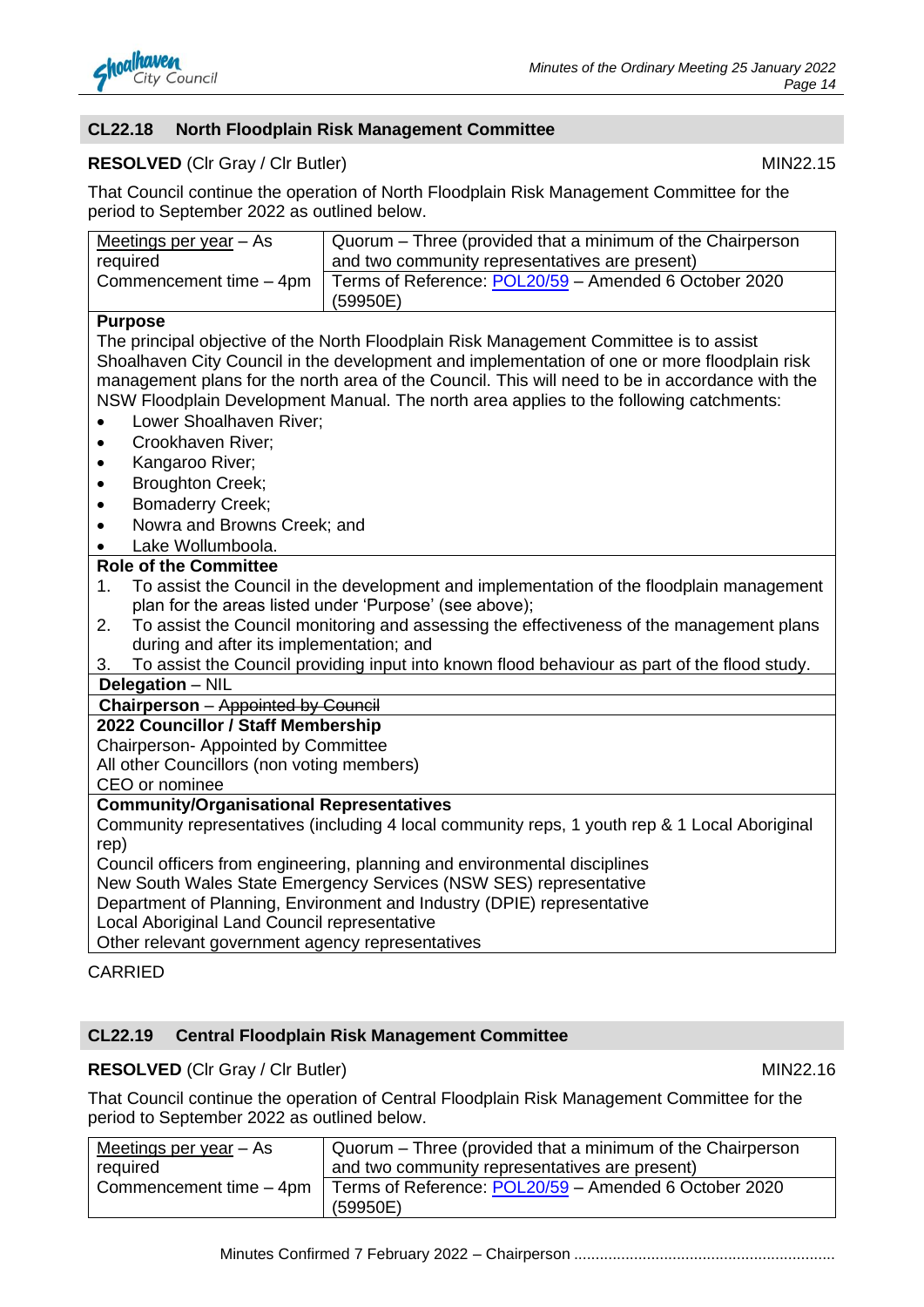## CL22.18 North Floodplain Risk Management Committee

**RESOLVED** (Clr Gray / Clr Butler) MIN22.15

That Council continue the operation of North Floodplain Risk Management Committee for the period to September 2022 as outlined below.

| Meetings per year – As required | Quorum – Three (provided that a minimum of the Chairperson and two community representatives are present) |
|---|---|
| Commencement time – 4pm | Terms of Reference: POL20/59 – Amended 6 October 2020 (59950E) |

**Purpose**

The principal objective of the North Floodplain Risk Management Committee is to assist Shoalhaven City Council in the development and implementation of one or more floodplain risk management plans for the north area of the Council. This will need to be in accordance with the NSW Floodplain Development Manual. The north area applies to the following catchments:

- Lower Shoalhaven River;
- Crookhaven River;
- Kangaroo River;
- Broughton Creek;
- Bomaderry Creek;
- Nowra and Browns Creek; and
- Lake Wollumboola.

**Role of the Committee**

1. To assist the Council in the development and implementation of the floodplain management plan for the areas listed under 'Purpose' (see above);
2. To assist the Council monitoring and assessing the effectiveness of the management plans during and after its implementation; and
3. To assist the Council providing input into known flood behaviour as part of the flood study.

**Delegation** – NIL

**Chairperson** – ~~Appointed by Council~~

**2022 Councillor / Staff Membership**

Chairperson- Appointed by Committee
All other Councillors (non voting members)
CEO or nominee

**Community/Organisational Representatives**

Community representatives (including 4 local community reps, 1 youth rep & 1 Local Aboriginal rep)
Council officers from engineering, planning and environmental disciplines
New South Wales State Emergency Services (NSW SES) representative
Department of Planning, Environment and Industry (DPIE) representative
Local Aboriginal Land Council representative
Other relevant government agency representatives

CARRIED

## CL22.19 Central Floodplain Risk Management Committee

**RESOLVED** (Clr Gray / Clr Butler) MIN22.16

That Council continue the operation of Central Floodplain Risk Management Committee for the period to September 2022 as outlined below.

| Meetings per year – As required | Quorum – Three (provided that a minimum of the Chairperson and two community representatives are present) |
|---|---|
| Commencement time – 4pm | Terms of Reference: POL20/59 – Amended 6 October 2020 (59950E) |

Minutes Confirmed 7 February 2022 – Chairperson ............................................................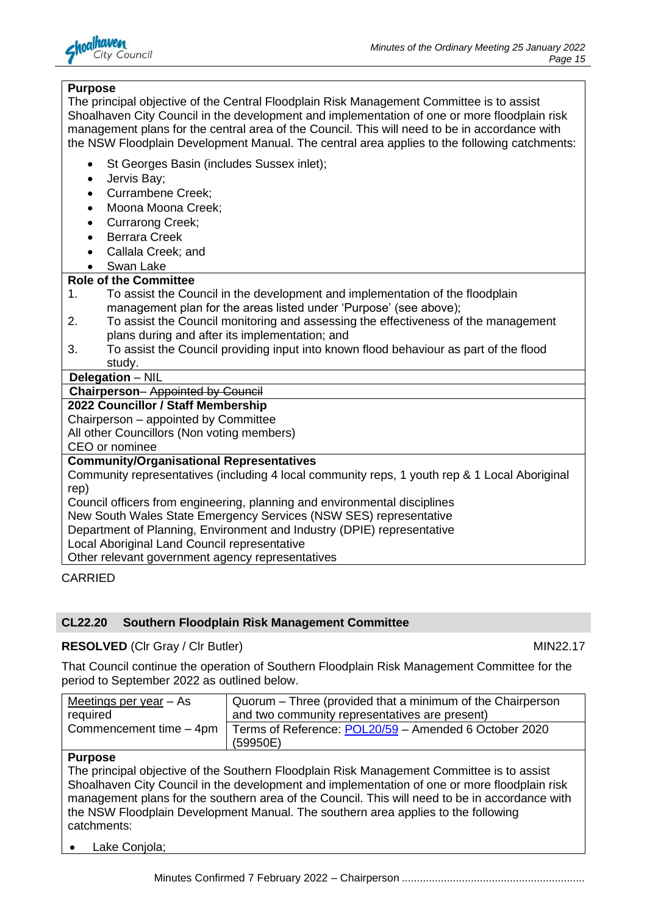**Purpose**

The principal objective of the Central Floodplain Risk Management Committee is to assist Shoalhaven City Council in the development and implementation of one or more floodplain risk management plans for the central area of the Council. This will need to be in accordance with the NSW Floodplain Development Manual. The central area applies to the following catchments:

- St Georges Basin (includes Sussex inlet);
- Jervis Bay;
- Currambene Creek;
- Moona Moona Creek;
- Currarong Creek;
- Berrara Creek
- Callala Creek; and
- Swan Lake

**Role of the Committee**

1. To assist the Council in the development and implementation of the floodplain management plan for the areas listed under 'Purpose' (see above);
2. To assist the Council monitoring and assessing the effectiveness of the management plans during and after its implementation; and
3. To assist the Council providing input into known flood behaviour as part of the flood study.

**Delegation** – NIL

**Chairperson**– ~~Appointed by Council~~

**2022 Councillor / Staff Membership**

Chairperson – appointed by Committee
All other Councillors (Non voting members)
CEO or nominee

**Community/Organisational Representatives**

Community representatives (including 4 local community reps, 1 youth rep & 1 Local Aboriginal rep)
Council officers from engineering, planning and environmental disciplines
New South Wales State Emergency Services (NSW SES) representative
Department of Planning, Environment and Industry (DPIE) representative
Local Aboriginal Land Council representative
Other relevant government agency representatives

CARRIED

## CL22.20 Southern Floodplain Risk Management Committee

**RESOLVED** (Clr Gray / Clr Butler) MIN22.17

That Council continue the operation of Southern Floodplain Risk Management Committee for the period to September 2022 as outlined below.

| Meetings per year – As required | Quorum – Three (provided that a minimum of the Chairperson and two community representatives are present) |
|---|---|
| Commencement time – 4pm | Terms of Reference: POL20/59 – Amended 6 October 2020 (59950E) |

**Purpose**

The principal objective of the Southern Floodplain Risk Management Committee is to assist Shoalhaven City Council in the development and implementation of one or more floodplain risk management plans for the southern area of the Council. This will need to be in accordance with the NSW Floodplain Development Manual. The southern area applies to the following catchments:

- Lake Conjola;

Minutes Confirmed 7 February 2022 – Chairperson ............................................................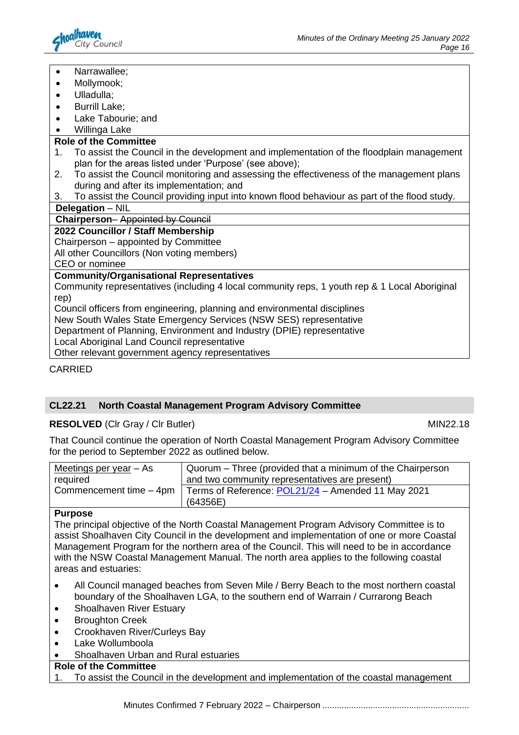- Narrawallee;
- Mollymook;
- Ulladulla;
- Burrill Lake;
- Lake Tabourie; and
- Willinga Lake

**Role of the Committee**

1. To assist the Council in the development and implementation of the floodplain management plan for the areas listed under 'Purpose' (see above);
2. To assist the Council monitoring and assessing the effectiveness of the management plans during and after its implementation; and
3. To assist the Council providing input into known flood behaviour as part of the flood study.

**Delegation** – NIL

**Chairperson**– ~~Appointed by Council~~

**2022 Councillor / Staff Membership**

Chairperson – appointed by Committee
All other Councillors (Non voting members)
CEO or nominee

**Community/Organisational Representatives**

Community representatives (including 4 local community reps, 1 youth rep & 1 Local Aboriginal rep)
Council officers from engineering, planning and environmental disciplines
New South Wales State Emergency Services (NSW SES) representative
Department of Planning, Environment and Industry (DPIE) representative
Local Aboriginal Land Council representative
Other relevant government agency representatives

CARRIED

## CL22.21 North Coastal Management Program Advisory Committee

**RESOLVED** (Clr Gray / Clr Butler) MIN22.18

That Council continue the operation of North Coastal Management Program Advisory Committee for the period to September 2022 as outlined below.

| Meetings per year – As required | Quorum – Three (provided that a minimum of the Chairperson and two community representatives are present) |
|---|---|
| Commencement time – 4pm | Terms of Reference: POL21/24 – Amended 11 May 2021 (64356E) |

**Purpose**

The principal objective of the North Coastal Management Program Advisory Committee is to assist Shoalhaven City Council in the development and implementation of one or more Coastal Management Program for the northern area of the Council. This will need to be in accordance with the NSW Coastal Management Manual. The north area applies to the following coastal areas and estuaries:

- All Council managed beaches from Seven Mile / Berry Beach to the most northern coastal boundary of the Shoalhaven LGA, to the southern end of Warrain / Currarong Beach
- Shoalhaven River Estuary
- Broughton Creek
- Crookhaven River/Curleys Bay
- Lake Wollumboola
- Shoalhaven Urban and Rural estuaries

**Role of the Committee**

1. To assist the Council in the development and implementation of the coastal management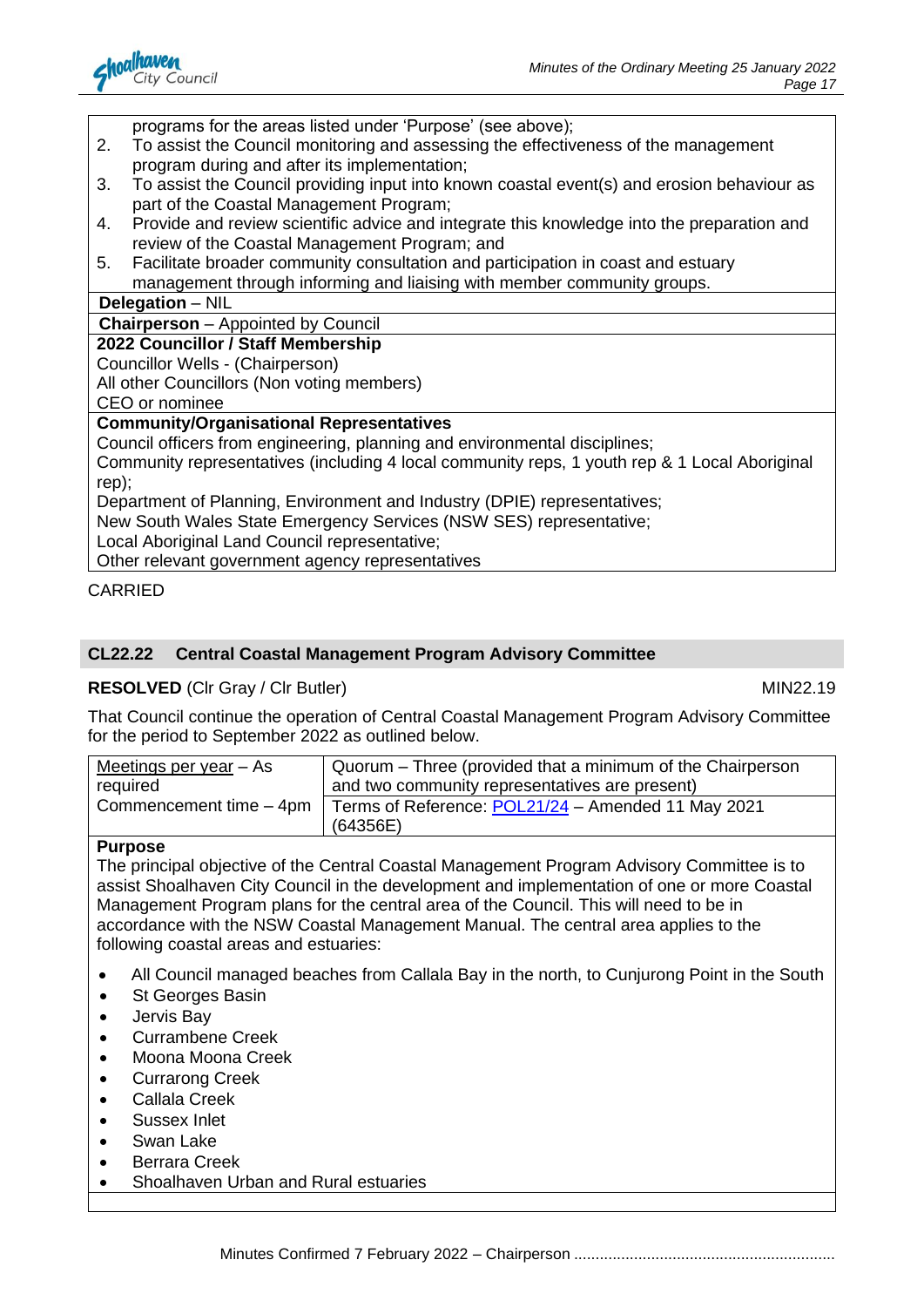programs for the areas listed under 'Purpose' (see above);

2. To assist the Council monitoring and assessing the effectiveness of the management program during and after its implementation;
3. To assist the Council providing input into known coastal event(s) and erosion behaviour as part of the Coastal Management Program;
4. Provide and review scientific advice and integrate this knowledge into the preparation and review of the Coastal Management Program; and
5. Facilitate broader community consultation and participation in coast and estuary management through informing and liaising with member community groups.

**Delegation** – NIL

**Chairperson** – Appointed by Council

**2022 Councillor / Staff Membership**

Councillor Wells - (Chairperson)
All other Councillors (Non voting members)
CEO or nominee

**Community/Organisational Representatives**

Council officers from engineering, planning and environmental disciplines;
Community representatives (including 4 local community reps, 1 youth rep & 1 Local Aboriginal rep);
Department of Planning, Environment and Industry (DPIE) representatives;
New South Wales State Emergency Services (NSW SES) representative;
Local Aboriginal Land Council representative;
Other relevant government agency representatives

CARRIED

## CL22.22 Central Coastal Management Program Advisory Committee

**RESOLVED** (Clr Gray / Clr Butler) MIN22.19

That Council continue the operation of Central Coastal Management Program Advisory Committee for the period to September 2022 as outlined below.

| Meetings per year – As required | Quorum – Three (provided that a minimum of the Chairperson and two community representatives are present) |
|---|---|
| Commencement time – 4pm | Terms of Reference: POL21/24 – Amended 11 May 2021 (64356E) |

**Purpose**

The principal objective of the Central Coastal Management Program Advisory Committee is to assist Shoalhaven City Council in the development and implementation of one or more Coastal Management Program plans for the central area of the Council. This will need to be in accordance with the NSW Coastal Management Manual. The central area applies to the following coastal areas and estuaries:

- All Council managed beaches from Callala Bay in the north, to Cunjurong Point in the South
- St Georges Basin
- Jervis Bay
- Currambene Creek
- Moona Moona Creek
- Currarong Creek
- Callala Creek
- Sussex Inlet
- Swan Lake
- Berrara Creek
- Shoalhaven Urban and Rural estuaries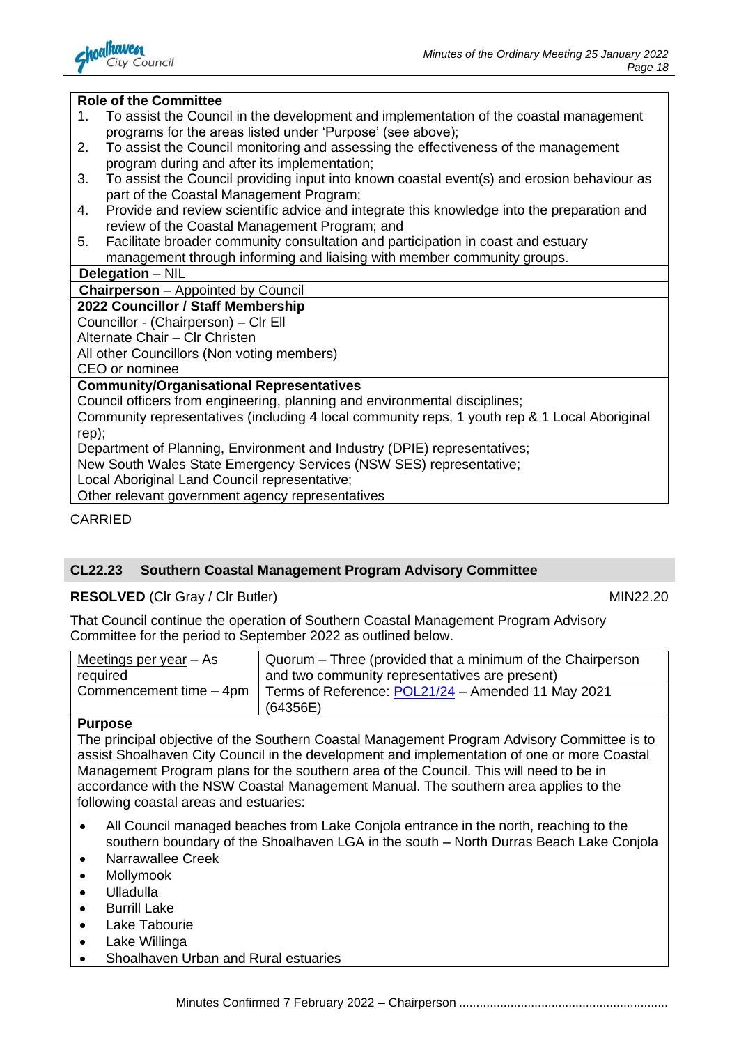**Role of the Committee**

1. To assist the Council in the development and implementation of the coastal management programs for the areas listed under 'Purpose' (see above);
2. To assist the Council monitoring and assessing the effectiveness of the management program during and after its implementation;
3. To assist the Council providing input into known coastal event(s) and erosion behaviour as part of the Coastal Management Program;
4. Provide and review scientific advice and integrate this knowledge into the preparation and review of the Coastal Management Program; and
5. Facilitate broader community consultation and participation in coast and estuary management through informing and liaising with member community groups.

**Delegation** – NIL

**Chairperson** – Appointed by Council

**2022 Councillor / Staff Membership**

Councillor - (Chairperson) – Clr Ell
Alternate Chair – Clr Christen
All other Councillors (Non voting members)
CEO or nominee

**Community/Organisational Representatives**

Council officers from engineering, planning and environmental disciplines;
Community representatives (including 4 local community reps, 1 youth rep & 1 Local Aboriginal rep);
Department of Planning, Environment and Industry (DPIE) representatives;
New South Wales State Emergency Services (NSW SES) representative;
Local Aboriginal Land Council representative;
Other relevant government agency representatives

CARRIED

## CL22.23 Southern Coastal Management Program Advisory Committee

**RESOLVED** (Clr Gray / Clr Butler) MIN22.20

That Council continue the operation of Southern Coastal Management Program Advisory Committee for the period to September 2022 as outlined below.

| Meetings per year – As required | Quorum – Three (provided that a minimum of the Chairperson and two community representatives are present) |
|---|---|
| Commencement time – 4pm | Terms of Reference: POL21/24 – Amended 11 May 2021 (64356E) |

**Purpose**

The principal objective of the Southern Coastal Management Program Advisory Committee is to assist Shoalhaven City Council in the development and implementation of one or more Coastal Management Program plans for the southern area of the Council. This will need to be in accordance with the NSW Coastal Management Manual. The southern area applies to the following coastal areas and estuaries:

- All Council managed beaches from Lake Conjola entrance in the north, reaching to the southern boundary of the Shoalhaven LGA in the south – North Durras Beach Lake Conjola
- Narrawallee Creek
- Mollymook
- Ulladulla
- Burrill Lake
- Lake Tabourie
- Lake Willinga
- Shoalhaven Urban and Rural estuaries

Minutes Confirmed 7 February 2022 – Chairperson ............................................................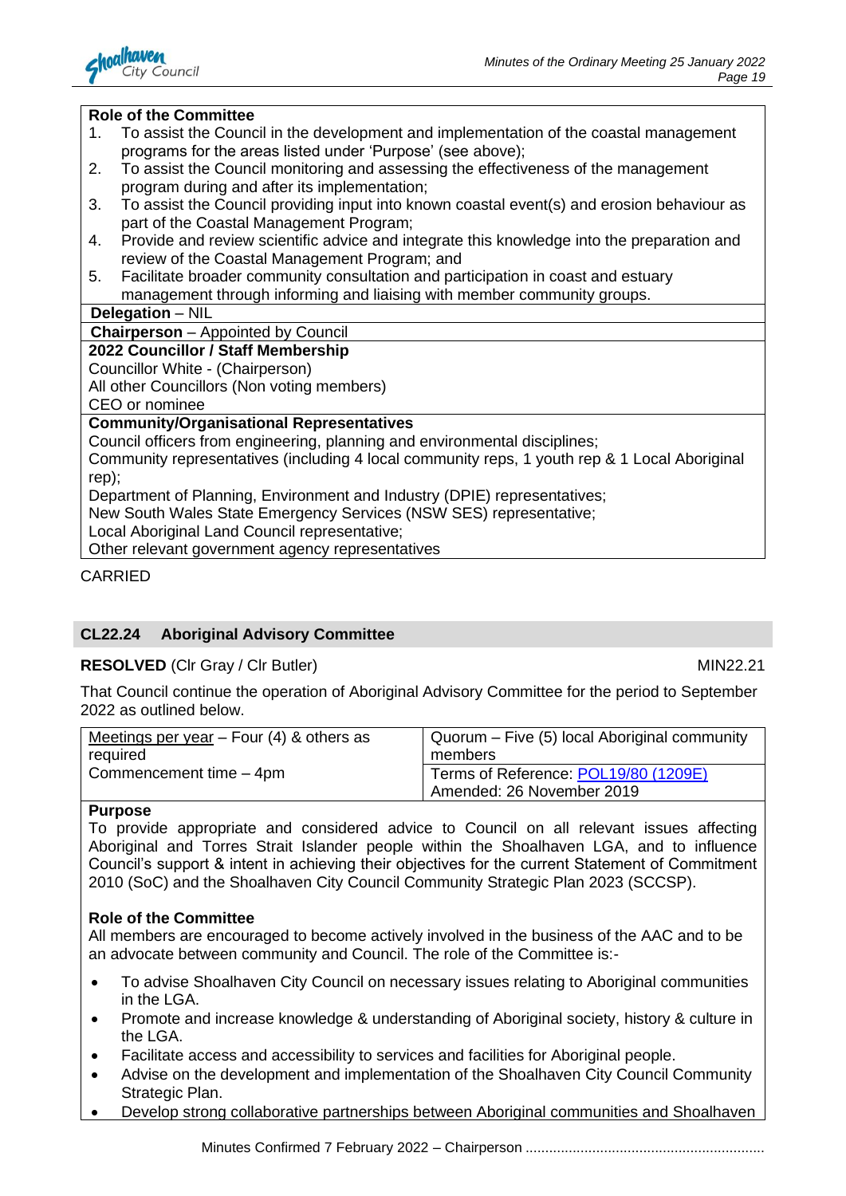**Role of the Committee**

1. To assist the Council in the development and implementation of the coastal management programs for the areas listed under 'Purpose' (see above);
2. To assist the Council monitoring and assessing the effectiveness of the management program during and after its implementation;
3. To assist the Council providing input into known coastal event(s) and erosion behaviour as part of the Coastal Management Program;
4. Provide and review scientific advice and integrate this knowledge into the preparation and review of the Coastal Management Program; and
5. Facilitate broader community consultation and participation in coast and estuary management through informing and liaising with member community groups.

**Delegation** – NIL

**Chairperson** – Appointed by Council

**2022 Councillor / Staff Membership**

Councillor White - (Chairperson)
All other Councillors (Non voting members)
CEO or nominee

**Community/Organisational Representatives**

Council officers from engineering, planning and environmental disciplines;
Community representatives (including 4 local community reps, 1 youth rep & 1 Local Aboriginal rep);
Department of Planning, Environment and Industry (DPIE) representatives;
New South Wales State Emergency Services (NSW SES) representative;
Local Aboriginal Land Council representative;
Other relevant government agency representatives

CARRIED

## CL22.24 Aboriginal Advisory Committee

**RESOLVED** (Clr Gray / Clr Butler) MIN22.21

That Council continue the operation of Aboriginal Advisory Committee for the period to September 2022 as outlined below.

| Meetings per year – Four (4) & others as required | Quorum – Five (5) local Aboriginal community members |
|---|---|
| Commencement time – 4pm | Terms of Reference: POL19/80 (1209E) Amended: 26 November 2019 |

**Purpose**

To provide appropriate and considered advice to Council on all relevant issues affecting Aboriginal and Torres Strait Islander people within the Shoalhaven LGA, and to influence Council's support & intent in achieving their objectives for the current Statement of Commitment 2010 (SoC) and the Shoalhaven City Council Community Strategic Plan 2023 (SCCSP).

**Role of the Committee**

All members are encouraged to become actively involved in the business of the AAC and to be an advocate between community and Council. The role of the Committee is:-

- To advise Shoalhaven City Council on necessary issues relating to Aboriginal communities in the LGA.
- Promote and increase knowledge & understanding of Aboriginal society, history & culture in the LGA.
- Facilitate access and accessibility to services and facilities for Aboriginal people.
- Advise on the development and implementation of the Shoalhaven City Council Community Strategic Plan.
- Develop strong collaborative partnerships between Aboriginal communities and Shoalhaven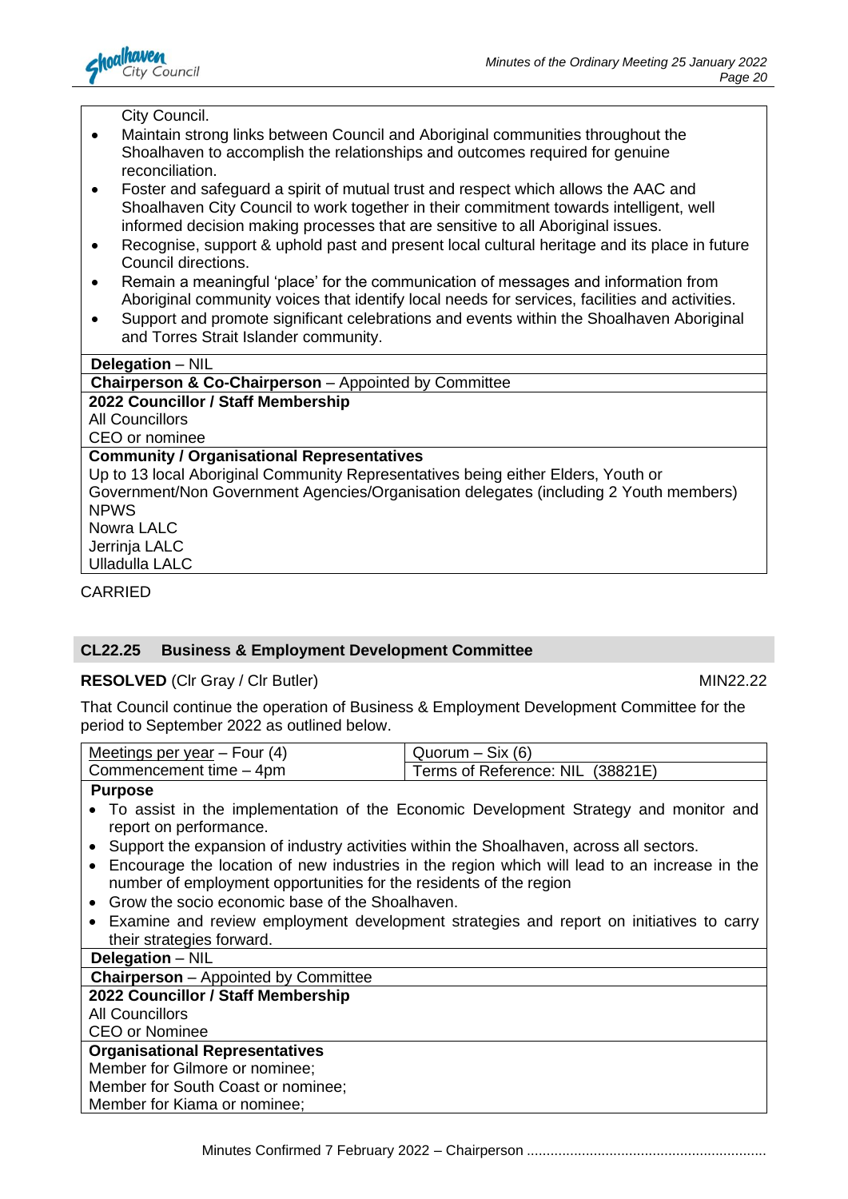City Council.

- Maintain strong links between Council and Aboriginal communities throughout the Shoalhaven to accomplish the relationships and outcomes required for genuine reconciliation.
- Foster and safeguard a spirit of mutual trust and respect which allows the AAC and Shoalhaven City Council to work together in their commitment towards intelligent, well informed decision making processes that are sensitive to all Aboriginal issues.
- Recognise, support & uphold past and present local cultural heritage and its place in future Council directions.
- Remain a meaningful 'place' for the communication of messages and information from Aboriginal community voices that identify local needs for services, facilities and activities.
- Support and promote significant celebrations and events within the Shoalhaven Aboriginal and Torres Strait Islander community.

**Delegation** – NIL

**Chairperson & Co-Chairperson** – Appointed by Committee

**2022 Councillor / Staff Membership**
All Councillors
CEO or nominee

**Community / Organisational Representatives**
Up to 13 local Aboriginal Community Representatives being either Elders, Youth or Government/Non Government Agencies/Organisation delegates (including 2 Youth members)
NPWS
Nowra LALC
Jerrinja LALC
Ulladulla LALC

CARRIED

## CL22.25 Business & Employment Development Committee

**RESOLVED** (Clr Gray / Clr Butler) MIN22.22

That Council continue the operation of Business & Employment Development Committee for the period to September 2022 as outlined below.

| Meetings per year – Four (4) | Quorum – Six (6) |
|---|---|
| Commencement time – 4pm | Terms of Reference: NIL (38821E) |

**Purpose**

- To assist in the implementation of the Economic Development Strategy and monitor and report on performance.
- Support the expansion of industry activities within the Shoalhaven, across all sectors.
- Encourage the location of new industries in the region which will lead to an increase in the number of employment opportunities for the residents of the region
- Grow the socio economic base of the Shoalhaven.
- Examine and review employment development strategies and report on initiatives to carry their strategies forward.

**Delegation** – NIL

**Chairperson** – Appointed by Committee

**2022 Councillor / Staff Membership**
All Councillors
CEO or Nominee

**Organisational Representatives**
Member for Gilmore or nominee;
Member for South Coast or nominee;
Member for Kiama or nominee;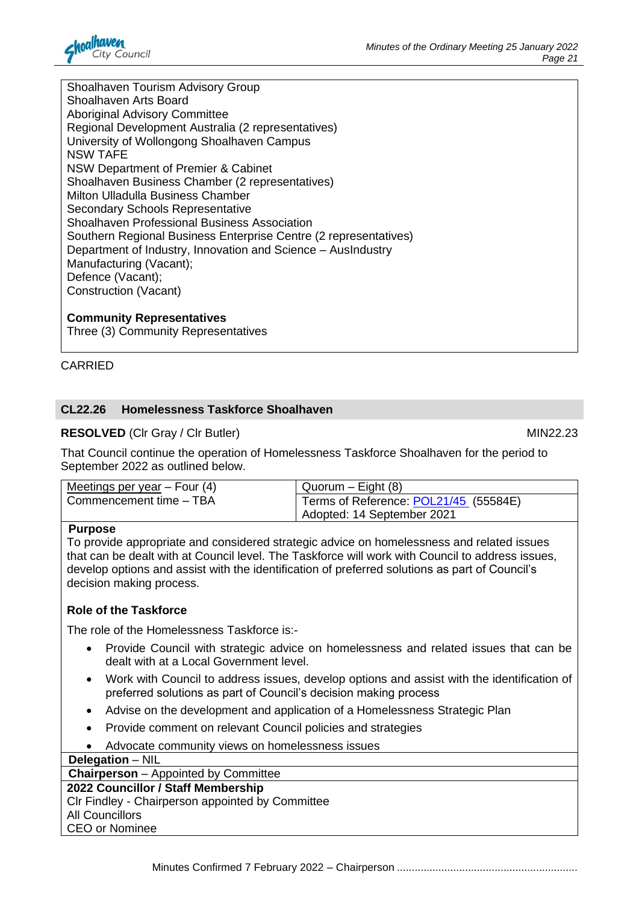Shoalhaven Tourism Advisory Group
Shoalhaven Arts Board
Aboriginal Advisory Committee
Regional Development Australia (2 representatives)
University of Wollongong Shoalhaven Campus
NSW TAFE
NSW Department of Premier & Cabinet
Shoalhaven Business Chamber (2 representatives)
Milton Ulladulla Business Chamber
Secondary Schools Representative
Shoalhaven Professional Business Association
Southern Regional Business Enterprise Centre (2 representatives)
Department of Industry, Innovation and Science – AusIndustry
Manufacturing (Vacant);
Defence (Vacant);
Construction (Vacant)

**Community Representatives**
Three (3) Community Representatives

CARRIED

## CL22.26 Homelessness Taskforce Shoalhaven

**RESOLVED** (Clr Gray / Clr Butler) MIN22.23

That Council continue the operation of Homelessness Taskforce Shoalhaven for the period to September 2022 as outlined below.

| Meetings per year – Four (4) | Quorum – Eight (8) |
|---|---|
| Commencement time – TBA | Terms of Reference: POL21/45 (55584E) Adopted: 14 September 2021 |

**Purpose**
To provide appropriate and considered strategic advice on homelessness and related issues that can be dealt with at Council level. The Taskforce will work with Council to address issues, develop options and assist with the identification of preferred solutions as part of Council's decision making process.

**Role of the Taskforce**

The role of the Homelessness Taskforce is:-

- Provide Council with strategic advice on homelessness and related issues that can be dealt with at a Local Government level.
- Work with Council to address issues, develop options and assist with the identification of preferred solutions as part of Council's decision making process
- Advise on the development and application of a Homelessness Strategic Plan
- Provide comment on relevant Council policies and strategies
- Advocate community views on homelessness issues

**Delegation** – NIL

**Chairperson** – Appointed by Committee

**2022 Councillor / Staff Membership**
Clr Findley - Chairperson appointed by Committee
All Councillors
CEO or Nominee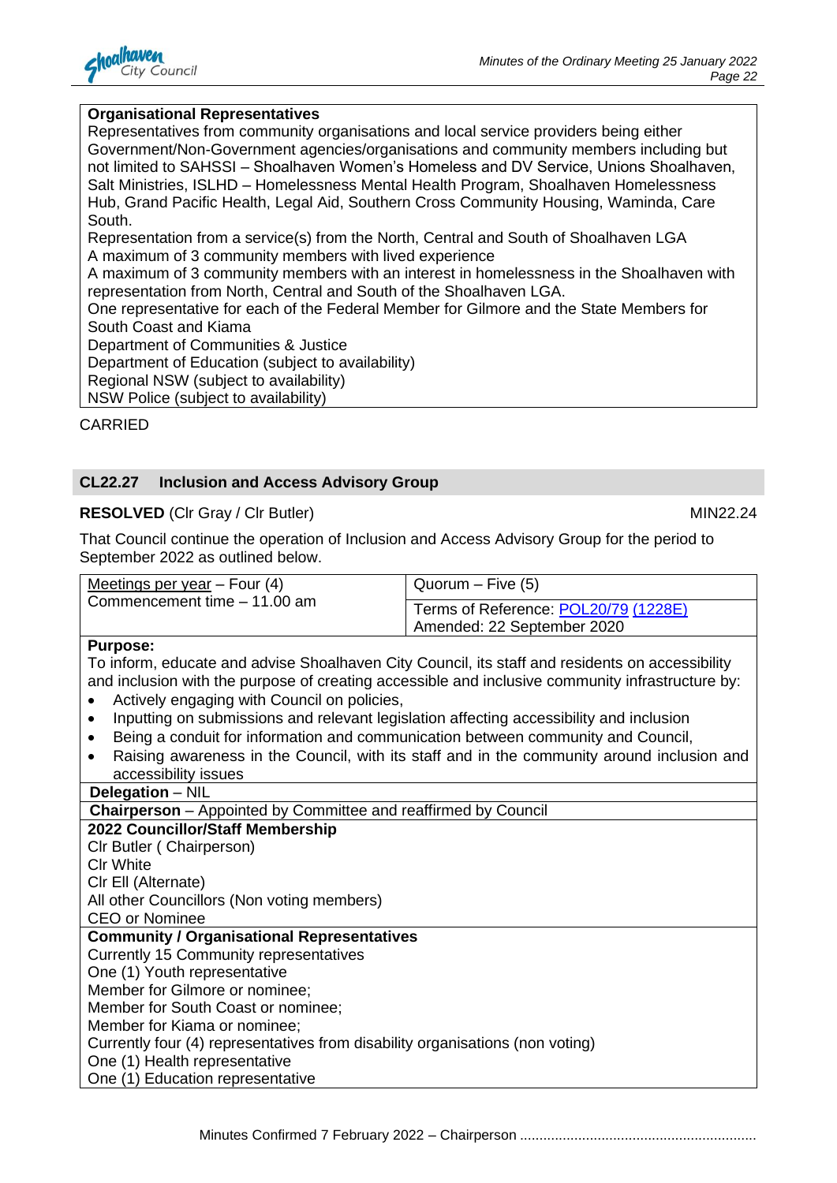| **Organisational Representatives** |
|---|
| Representatives from community organisations and local service providers being either Government/Non-Government agencies/organisations and community members including but not limited to SAHSSI – Shoalhaven Women's Homeless and DV Service, Unions Shoalhaven, Salt Ministries, ISLHD – Homelessness Mental Health Program, Shoalhaven Homelessness Hub, Grand Pacific Health, Legal Aid, Southern Cross Community Housing, Waminda, Care South.<br>Representation from a service(s) from the North, Central and South of Shoalhaven LGA<br>A maximum of 3 community members with lived experience<br>A maximum of 3 community members with an interest in homelessness in the Shoalhaven with representation from North, Central and South of the Shoalhaven LGA.<br>One representative for each of the Federal Member for Gilmore and the State Members for South Coast and Kiama<br>Department of Communities & Justice<br>Department of Education (subject to availability)<br>Regional NSW (subject to availability)<br>NSW Police (subject to availability) |

CARRIED

## CL22.27 Inclusion and Access Advisory Group

**RESOLVED** (Clr Gray / Clr Butler) MIN22.24

That Council continue the operation of Inclusion and Access Advisory Group for the period to September 2022 as outlined below.

| Meetings per year – Four (4)<br>Commencement time – 11.00 am | Quorum – Five (5)<br>Terms of Reference: POL20/79 (1228E)<br>Amended: 22 September 2020 |
|---|---|
| **Purpose:**<br>To inform, educate and advise Shoalhaven City Council, its staff and residents on accessibility and inclusion with the purpose of creating accessible and inclusive community infrastructure by:<br>• Actively engaging with Council on policies,<br>• Inputting on submissions and relevant legislation affecting accessibility and inclusion<br>• Being a conduit for information and communication between community and Council,<br>• Raising awareness in the Council, with its staff and in the community around inclusion and accessibility issues | |
| **Delegation** – NIL | |
| **Chairperson** – Appointed by Committee and reaffirmed by Council | |
| **2022 Councillor/Staff Membership**<br>Clr Butler ( Chairperson)<br>Clr White<br>Clr Ell (Alternate)<br>All other Councillors (Non voting members)<br>CEO or Nominee | |
| **Community / Organisational Representatives**<br>Currently 15 Community representatives<br>One (1) Youth representative<br>Member for Gilmore or nominee;<br>Member for South Coast or nominee;<br>Member for Kiama or nominee;<br>Currently four (4) representatives from disability organisations (non voting)<br>One (1) Health representative<br>One (1) Education representative | |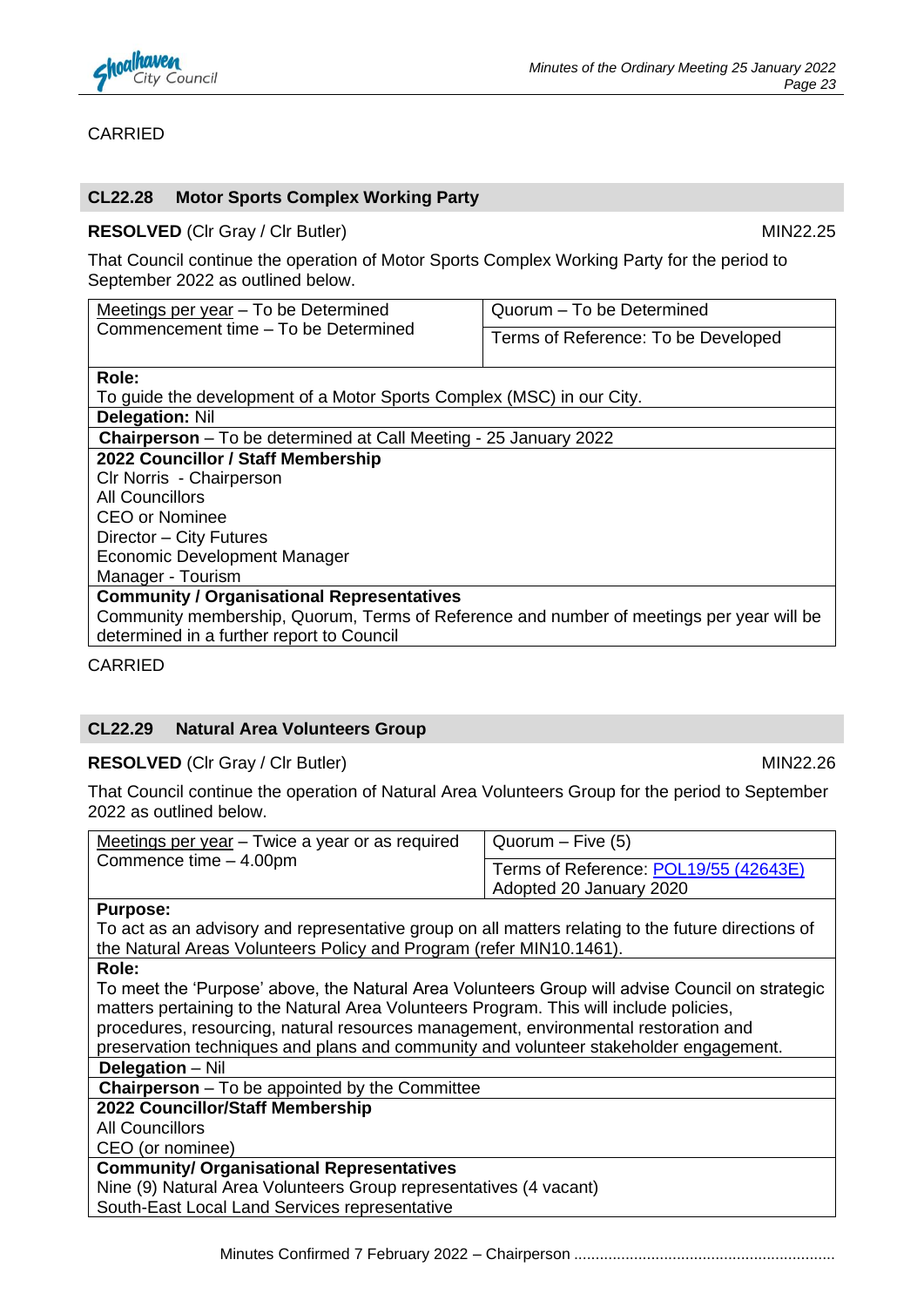CARRIED

## CL22.28 Motor Sports Complex Working Party

**RESOLVED** (Clr Gray / Clr Butler) MIN22.25

That Council continue the operation of Motor Sports Complex Working Party for the period to September 2022 as outlined below.

| Meetings per year – To be Determined<br>Commencement time – To be Determined | Quorum – To be Determined<br>Terms of Reference: To be Developed |
|---|---|
| **Role:**<br>To guide the development of a Motor Sports Complex (MSC) in our City. | |
| **Delegation:** Nil | |
| **Chairperson** – To be determined at Call Meeting - 25 January 2022 | |
| **2022 Councillor / Staff Membership**<br>Clr Norris - Chairperson<br>All Councillors<br>CEO or Nominee<br>Director – City Futures<br>Economic Development Manager<br>Manager - Tourism | |
| **Community / Organisational Representatives**<br>Community membership, Quorum, Terms of Reference and number of meetings per year will be determined in a further report to Council | |

CARRIED

## CL22.29 Natural Area Volunteers Group

**RESOLVED** (Clr Gray / Clr Butler) MIN22.26

That Council continue the operation of Natural Area Volunteers Group for the period to September 2022 as outlined below.

| Meetings per year – Twice a year or as required<br>Commence time – 4.00pm | Quorum – Five (5)<br>Terms of Reference: POL19/55 (42643E) Adopted 20 January 2020 |
|---|---|
| **Purpose:**<br>To act as an advisory and representative group on all matters relating to the future directions of the Natural Areas Volunteers Policy and Program (refer MIN10.1461). | |
| **Role:**<br>To meet the 'Purpose' above, the Natural Area Volunteers Group will advise Council on strategic matters pertaining to the Natural Areas Volunteers Program. This will include policies, procedures, resourcing, natural resources management, environmental restoration and preservation techniques and plans and community and volunteer stakeholder engagement. | |
| **Delegation** – Nil | |
| **Chairperson** – To be appointed by the Committee | |
| **2022 Councillor/Staff Membership**<br>All Councillors<br>CEO (or nominee) | |
| **Community/ Organisational Representatives**<br>Nine (9) Natural Area Volunteers Group representatives (4 vacant)<br>South-East Local Land Services representative | |

Minutes Confirmed 7 February 2022 – Chairperson ............................................................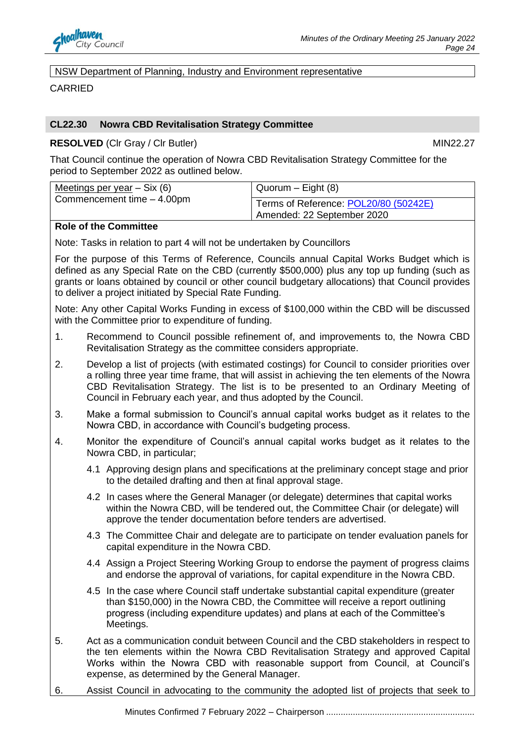| NSW Department of Planning, Industry and Environment representative |
|---|

CARRIED

## CL22.30 Nowra CBD Revitalisation Strategy Committee

**RESOLVED** (Clr Gray / Clr Butler) MIN22.27

That Council continue the operation of Nowra CBD Revitalisation Strategy Committee for the period to September 2022 as outlined below.

| Meetings per year – Six (6)<br>Commencement time – 4.00pm | Quorum – Eight (8)<br>Terms of Reference: POL20/80 (50242E)<br>Amended: 22 September 2020 |
|---|---|

**Role of the Committee**

Note: Tasks in relation to part 4 will not be undertaken by Councillors

For the purpose of this Terms of Reference, Councils annual Capital Works Budget which is defined as any Special Rate on the CBD (currently $500,000) plus any top up funding (such as grants or loans obtained by council or other council budgetary allocations) that Council provides to deliver a project initiated by Special Rate Funding.

Note: Any other Capital Works Funding in excess of $100,000 within the CBD will be discussed with the Committee prior to expenditure of funding.

1. Recommend to Council possible refinement of, and improvements to, the Nowra CBD Revitalisation Strategy as the committee considers appropriate.
2. Develop a list of projects (with estimated costings) for Council to consider priorities over a rolling three year time frame, that will assist in achieving the ten elements of the Nowra CBD Revitalisation Strategy. The list is to be presented to an Ordinary Meeting of Council in February each year, and thus adopted by the Council.
3. Make a formal submission to Council's annual capital works budget as it relates to the Nowra CBD, in accordance with Council's budgeting process.
4. Monitor the expenditure of Council's annual capital works budget as it relates to the Nowra CBD, in particular;
   - 4.1 Approving design plans and specifications at the preliminary concept stage and prior to the detailed drafting and then at final approval stage.
   - 4.2 In cases where the General Manager (or delegate) determines that capital works within the Nowra CBD, will be tendered out, the Committee Chair (or delegate) will approve the tender documentation before tenders are advertised.
   - 4.3 The Committee Chair and delegate are to participate on tender evaluation panels for capital expenditure in the Nowra CBD.
   - 4.4 Assign a Project Steering Working Group to endorse the payment of progress claims and endorse the approval of variations, for capital expenditure in the Nowra CBD.
   - 4.5 In the case where Council staff undertake substantial capital expenditure (greater than $150,000) in the Nowra CBD, the Committee will receive a report outlining progress (including expenditure updates) and plans at each of the Committee's Meetings.
5. Act as a communication conduit between Council and the CBD stakeholders in respect to the ten elements within the Nowra CBD Revitalisation Strategy and approved Capital Works within the Nowra CBD with reasonable support from Council, at Council's expense, as determined by the General Manager.
6. Assist Council in advocating to the community the adopted list of projects that seek to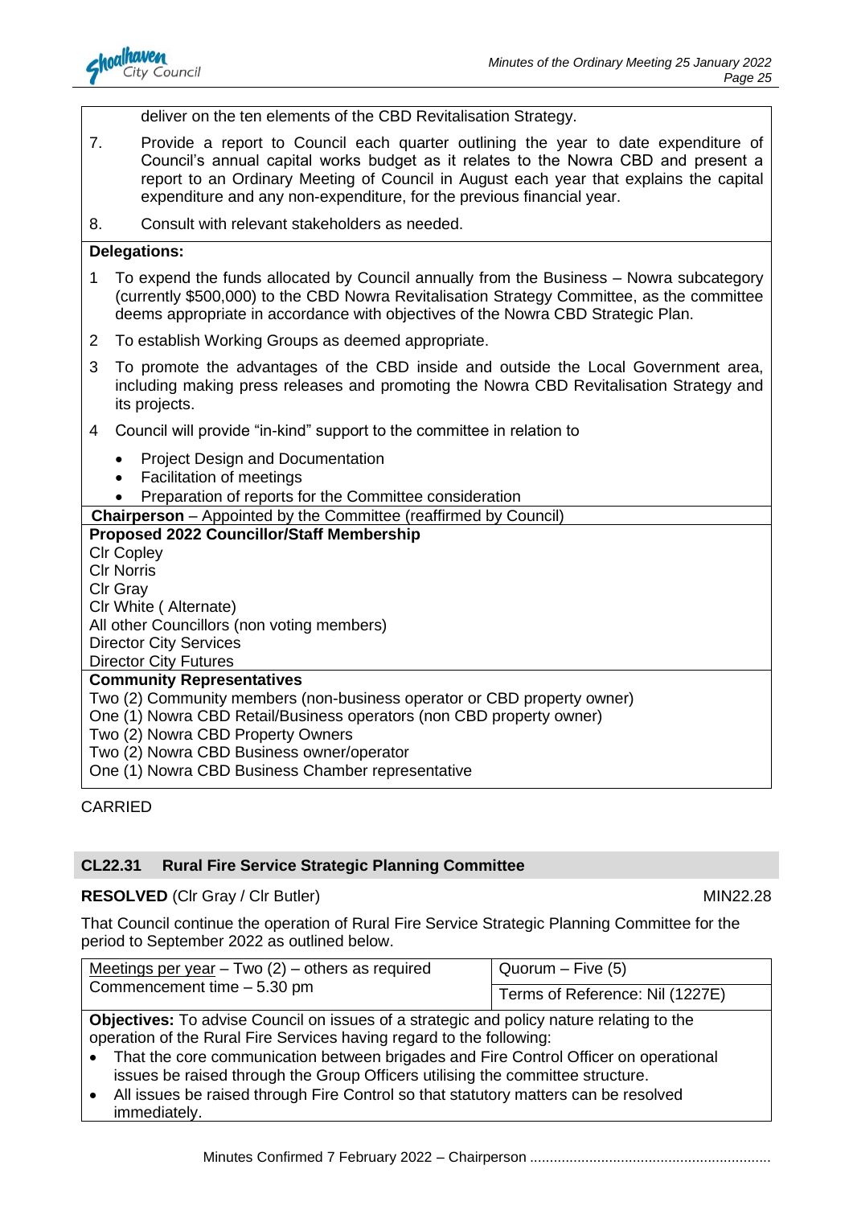deliver on the ten elements of the CBD Revitalisation Strategy.

7. Provide a report to Council each quarter outlining the year to date expenditure of Council's annual capital works budget as it relates to the Nowra CBD and present a report to an Ordinary Meeting of Council in August each year that explains the capital expenditure and any non-expenditure, for the previous financial year.

8. Consult with relevant stakeholders as needed.

**Delegations:**

1 To expend the funds allocated by Council annually from the Business – Nowra subcategory (currently $500,000) to the CBD Nowra Revitalisation Strategy Committee, as the committee deems appropriate in accordance with objectives of the Nowra CBD Strategic Plan.

2 To establish Working Groups as deemed appropriate.

3 To promote the advantages of the CBD inside and outside the Local Government area, including making press releases and promoting the Nowra CBD Revitalisation Strategy and its projects.

4 Council will provide "in-kind" support to the committee in relation to

- Project Design and Documentation
- Facilitation of meetings
- Preparation of reports for the Committee consideration

**Chairperson** – Appointed by the Committee (reaffirmed by Council)

**Proposed 2022 Councillor/Staff Membership**

Clr Copley
Clr Norris
Clr Gray
Clr White ( Alternate)
All other Councillors (non voting members)
Director City Services
Director City Futures

**Community Representatives**

Two (2) Community members (non-business operator or CBD property owner)
One (1) Nowra CBD Retail/Business operators (non CBD property owner)
Two (2) Nowra CBD Property Owners
Two (2) Nowra CBD Business owner/operator
One (1) Nowra CBD Business Chamber representative

CARRIED

## CL22.31 Rural Fire Service Strategic Planning Committee

**RESOLVED** (Clr Gray / Clr Butler) MIN22.28

That Council continue the operation of Rural Fire Service Strategic Planning Committee for the period to September 2022 as outlined below.

| Meetings per year – Two (2) – others as required<br>Commencement time – 5.30 pm | Quorum – Five (5)<br>Terms of Reference: Nil (1227E) |
|---|---|

**Objectives:** To advise Council on issues of a strategic and policy nature relating to the operation of the Rural Fire Services having regard to the following:

- That the core communication between brigades and Fire Control Officer on operational issues be raised through the Group Officers utilising the committee structure.
- All issues be raised through Fire Control so that statutory matters can be resolved immediately.

Minutes Confirmed 7 February 2022 – Chairperson ............................................................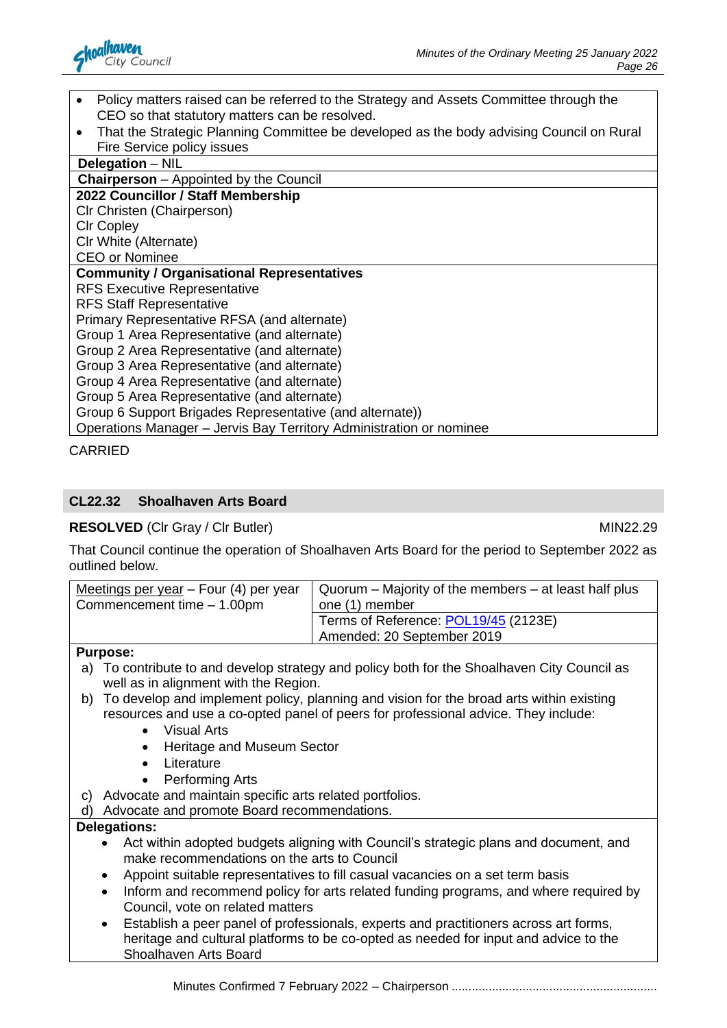- Policy matters raised can be referred to the Strategy and Assets Committee through the CEO so that statutory matters can be resolved.
- That the Strategic Planning Committee be developed as the body advising Council on Rural Fire Service policy issues

**Delegation** – NIL

**Chairperson** – Appointed by the Council

**2022 Councillor / Staff Membership**
Clr Christen (Chairperson)
Clr Copley
Clr White (Alternate)
CEO or Nominee

**Community / Organisational Representatives**
RFS Executive Representative
RFS Staff Representative
Primary Representative RFSA (and alternate)
Group 1 Area Representative (and alternate)
Group 2 Area Representative (and alternate)
Group 3 Area Representative (and alternate)
Group 4 Area Representative (and alternate)
Group 5 Area Representative (and alternate)
Group 6 Support Brigades Representative (and alternate))
Operations Manager – Jervis Bay Territory Administration or nominee

CARRIED

## CL22.32 Shoalhaven Arts Board

**RESOLVED** (Clr Gray / Clr Butler) MIN22.29

That Council continue the operation of Shoalhaven Arts Board for the period to September 2022 as outlined below.

| Meetings per year – Four (4) per year<br>Commencement time – 1.00pm | Quorum – Majority of the members – at least half plus one (1) member<br>Terms of Reference: POL19/45 (2123E)<br>Amended: 20 September 2019 |
|---|---|

**Purpose:**

a) To contribute to and develop strategy and policy both for the Shoalhaven City Council as well as in alignment with the Region.
b) To develop and implement policy, planning and vision for the broad arts within existing resources and use a co-opted panel of peers for professional advice. They include:
   - Visual Arts
   - Heritage and Museum Sector
   - Literature
   - Performing Arts
c) Advocate and maintain specific arts related portfolios.
d) Advocate and promote Board recommendations.

**Delegations:**

- Act within adopted budgets aligning with Council's strategic plans and document, and make recommendations on the arts to Council
- Appoint suitable representatives to fill casual vacancies on a set term basis
- Inform and recommend policy for arts related funding programs, and where required by Council, vote on related matters
- Establish a peer panel of professionals, experts and practitioners across art forms, heritage and cultural platforms to be co-opted as needed for input and advice to the Shoalhaven Arts Board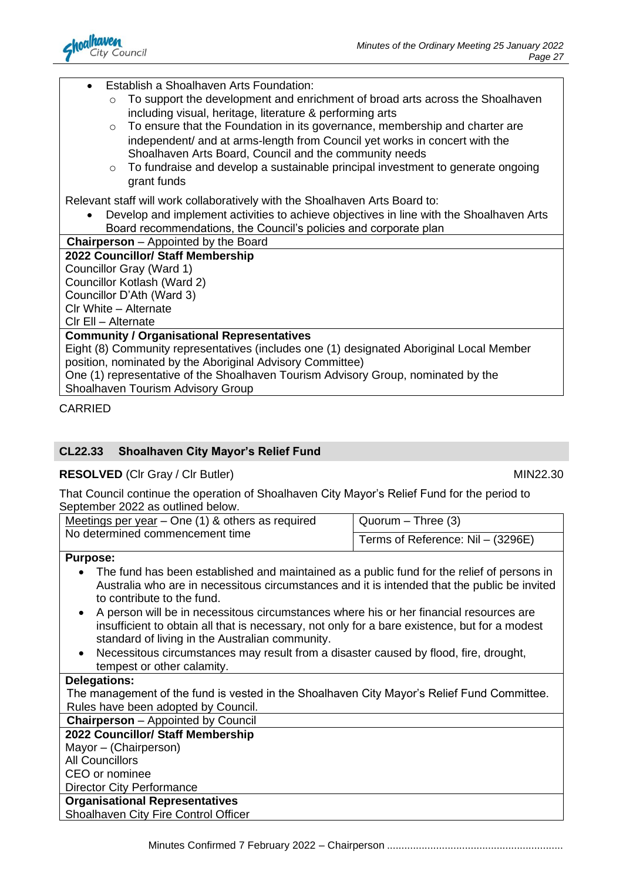- Establish a Shoalhaven Arts Foundation:
  - To support the development and enrichment of broad arts across the Shoalhaven including visual, heritage, literature & performing arts
  - To ensure that the Foundation in its governance, membership and charter are independent/ and at arms-length from Council yet works in concert with the Shoalhaven Arts Board, Council and the community needs
  - To fundraise and develop a sustainable principal investment to generate ongoing grant funds

Relevant staff will work collaboratively with the Shoalhaven Arts Board to:

- Develop and implement activities to achieve objectives in line with the Shoalhaven Arts Board recommendations, the Council's policies and corporate plan

**Chairperson** – Appointed by the Board

**2022 Councillor/ Staff Membership**

Councillor Gray (Ward 1)
Councillor Kotlash (Ward 2)
Councillor D'Ath (Ward 3)
Clr White – Alternate
Clr Ell – Alternate

**Community / Organisational Representatives**

Eight (8) Community representatives (includes one (1) designated Aboriginal Local Member position, nominated by the Aboriginal Advisory Committee)
One (1) representative of the Shoalhaven Tourism Advisory Group, nominated by the Shoalhaven Tourism Advisory Group

CARRIED

## CL22.33 Shoalhaven City Mayor's Relief Fund

**RESOLVED** (Clr Gray / Clr Butler) MIN22.30

That Council continue the operation of Shoalhaven City Mayor's Relief Fund for the period to September 2022 as outlined below.

| Meetings per year – One (1) & others as required No determined commencement time | Quorum – Three (3) |
|---|---|
| | Terms of Reference: Nil – (3296E) |

**Purpose:**

- The fund has been established and maintained as a public fund for the relief of persons in Australia who are in necessitous circumstances and it is intended that the public be invited to contribute to the fund.
- A person will be in necessitous circumstances where his or her financial resources are insufficient to obtain all that is necessary, not only for a bare existence, but for a modest standard of living in the Australian community.
- Necessitous circumstances may result from a disaster caused by flood, fire, drought, tempest or other calamity.

**Delegations:**

The management of the fund is vested in the Shoalhaven City Mayor's Relief Fund Committee. Rules have been adopted by Council.

**Chairperson** – Appointed by Council

**2022 Councillor/ Staff Membership**

Mayor – (Chairperson)
All Councillors
CEO or nominee
Director City Performance

**Organisational Representatives**

Shoalhaven City Fire Control Officer

Minutes Confirmed 7 February 2022 – Chairperson ............................................................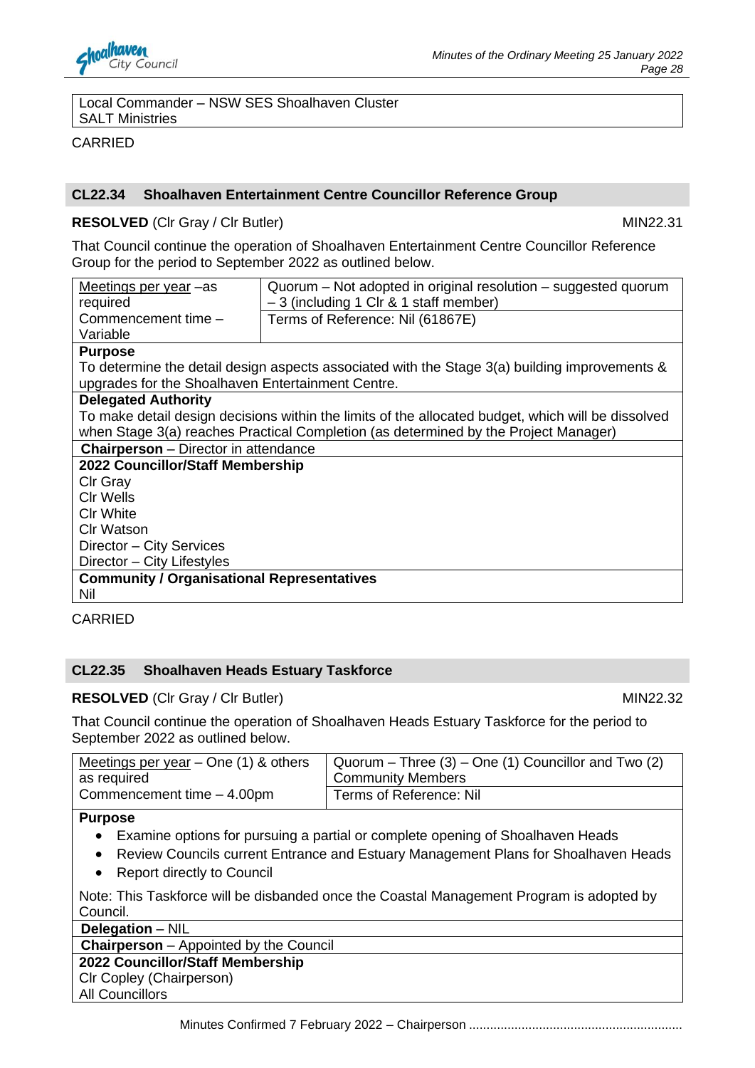| Local Commander – NSW SES Shoalhaven Cluster<br>SALT Ministries |
|---|

CARRIED

## CL22.34 Shoalhaven Entertainment Centre Councillor Reference Group

**RESOLVED** (Clr Gray / Clr Butler) MIN22.31

That Council continue the operation of Shoalhaven Entertainment Centre Councillor Reference Group for the period to September 2022 as outlined below.

| Meetings per year –as required | Quorum – Not adopted in original resolution – suggested quorum – 3 (including 1 Clr & 1 staff member) |
|---|---|
| Commencement time – Variable | Terms of Reference: Nil (61867E) |
| **Purpose**<br>To determine the detail design aspects associated with the Stage 3(a) building improvements & upgrades for the Shoalhaven Entertainment Centre. | |
| **Delegated Authority**<br>To make detail design decisions within the limits of the allocated budget, which will be dissolved when Stage 3(a) reaches Practical Completion (as determined by the Project Manager) | |
| **Chairperson** – Director in attendance | |
| **2022 Councillor/Staff Membership**<br>Clr Gray<br>Clr Wells<br>Clr White<br>Clr Watson<br>Director – City Services<br>Director – City Lifestyles | |
| **Community / Organisational Representatives**<br>Nil | |

CARRIED

## CL22.35 Shoalhaven Heads Estuary Taskforce

**RESOLVED** (Clr Gray / Clr Butler) MIN22.32

That Council continue the operation of Shoalhaven Heads Estuary Taskforce for the period to September 2022 as outlined below.

| Meetings per year – One (1) & others as required | Quorum – Three (3) – One (1) Councillor and Two (2) Community Members |
|---|---|
| Commencement time – 4.00pm | Terms of Reference: Nil |
| **Purpose**<br>• Examine options for pursuing a partial or complete opening of Shoalhaven Heads<br>• Review Councils current Entrance and Estuary Management Plans for Shoalhaven Heads<br>• Report directly to Council<br><br>Note: This Taskforce will be disbanded once the Coastal Management Program is adopted by Council. | |
| **Delegation** – NIL | |
| **Chairperson** – Appointed by the Council | |
| **2022 Councillor/Staff Membership**<br>Clr Copley (Chairperson)<br>All Councillors | |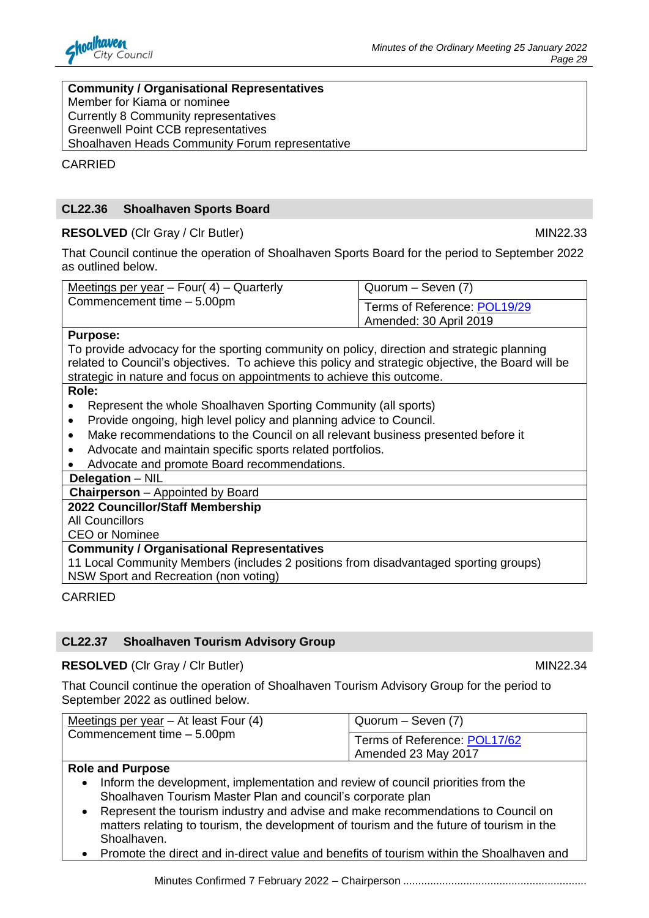| **Community / Organisational Representatives** |
|---|
| Member for Kiama or nominee |
| Currently 8 Community representatives |
| Greenwell Point CCB representatives |
| Shoalhaven Heads Community Forum representative |

CARRIED

## CL22.36 Shoalhaven Sports Board

**RESOLVED** (Clr Gray / Clr Butler) MIN22.33

That Council continue the operation of Shoalhaven Sports Board for the period to September 2022 as outlined below.

| Meetings per year – Four( 4) – Quarterly<br>Commencement time – 5.00pm | Quorum – Seven (7)<br>Terms of Reference: POL19/29<br>Amended: 30 April 2019 |
|---|---|
| **Purpose:**<br>To provide advocacy for the sporting community on policy, direction and strategic planning related to Council's objectives. To achieve this policy and strategic objective, the Board will be strategic in nature and focus on appointments to achieve this outcome. | |
| **Role:**<br>• Represent the whole Shoalhaven Sporting Community (all sports)<br>• Provide ongoing, high level policy and planning advice to Council.<br>• Make recommendations to the Council on all relevant business presented before it<br>• Advocate and maintain specific sports related portfolios.<br>• Advocate and promote Board recommendations. | |
| **Delegation** – NIL | |
| **Chairperson** – Appointed by Board | |
| **2022 Councillor/Staff Membership**<br>All Councillors<br>CEO or Nominee | |
| **Community / Organisational Representatives**<br>11 Local Community Members (includes 2 positions from disadvantaged sporting groups)<br>NSW Sport and Recreation (non voting) | |

CARRIED

## CL22.37 Shoalhaven Tourism Advisory Group

**RESOLVED** (Clr Gray / Clr Butler) MIN22.34

That Council continue the operation of Shoalhaven Tourism Advisory Group for the period to September 2022 as outlined below.

| Meetings per year – At least Four (4)<br>Commencement time – 5.00pm | Quorum – Seven (7)<br>Terms of Reference: POL17/62<br>Amended 23 May 2017 |
|---|---|
| **Role and Purpose**<br>• Inform the development, implementation and review of council priorities from the Shoalhaven Tourism Master Plan and council's corporate plan<br>• Represent the tourism industry and advise and make recommendations to Council on matters relating to tourism, the development of tourism and the future of tourism in the Shoalhaven.<br>• Promote the direct and in-direct value and benefits of tourism within the Shoalhaven and | |

Minutes Confirmed 7 February 2022 – Chairperson ............................................................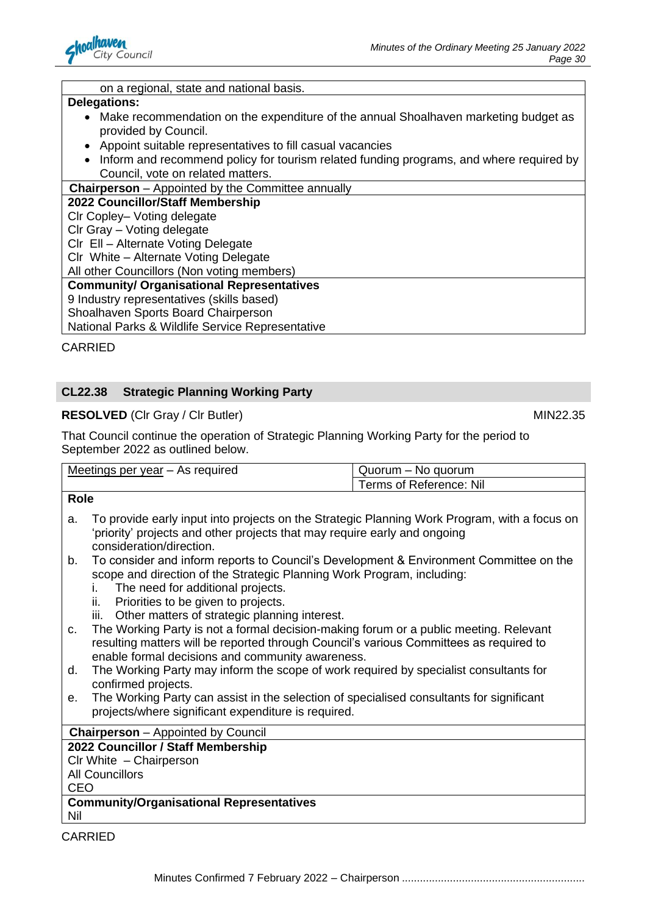on a regional, state and national basis.

**Delegations:**

- Make recommendation on the expenditure of the annual Shoalhaven marketing budget as provided by Council.
- Appoint suitable representatives to fill casual vacancies
- Inform and recommend policy for tourism related funding programs, and where required by Council, vote on related matters.

**Chairperson** – Appointed by the Committee annually

**2022 Councillor/Staff Membership**

Clr Copley– Voting delegate
Clr Gray – Voting delegate
Clr Ell – Alternate Voting Delegate
Clr White – Alternate Voting Delegate
All other Councillors (Non voting members)

**Community/ Organisational Representatives**

9 Industry representatives (skills based)
Shoalhaven Sports Board Chairperson
National Parks & Wildlife Service Representative

CARRIED

## CL22.38 Strategic Planning Working Party

**RESOLVED** (Clr Gray / Clr Butler) MIN22.35

That Council continue the operation of Strategic Planning Working Party for the period to September 2022 as outlined below.

| Meetings per year – As required | Quorum – No quorum |
|---|---|
| | Terms of Reference: Nil |

**Role**

a. To provide early input into projects on the Strategic Planning Work Program, with a focus on 'priority' projects and other projects that may require early and ongoing consideration/direction.

b. To consider and inform reports to Council's Development & Environment Committee on the scope and direction of the Strategic Planning Work Program, including:
   i. The need for additional projects.
   ii. Priorities to be given to projects.
   iii. Other matters of strategic planning interest.

c. The Working Party is not a formal decision-making forum or a public meeting. Relevant resulting matters will be reported through Council's various Committees as required to enable formal decisions and community awareness.

d. The Working Party may inform the scope of work required by specialist consultants for confirmed projects.

e. The Working Party can assist in the selection of specialised consultants for significant projects/where significant expenditure is required.

**Chairperson** – Appointed by Council

**2022 Councillor / Staff Membership**

Clr White – Chairperson
All Councillors
CEO

**Community/Organisational Representatives**

Nil

CARRIED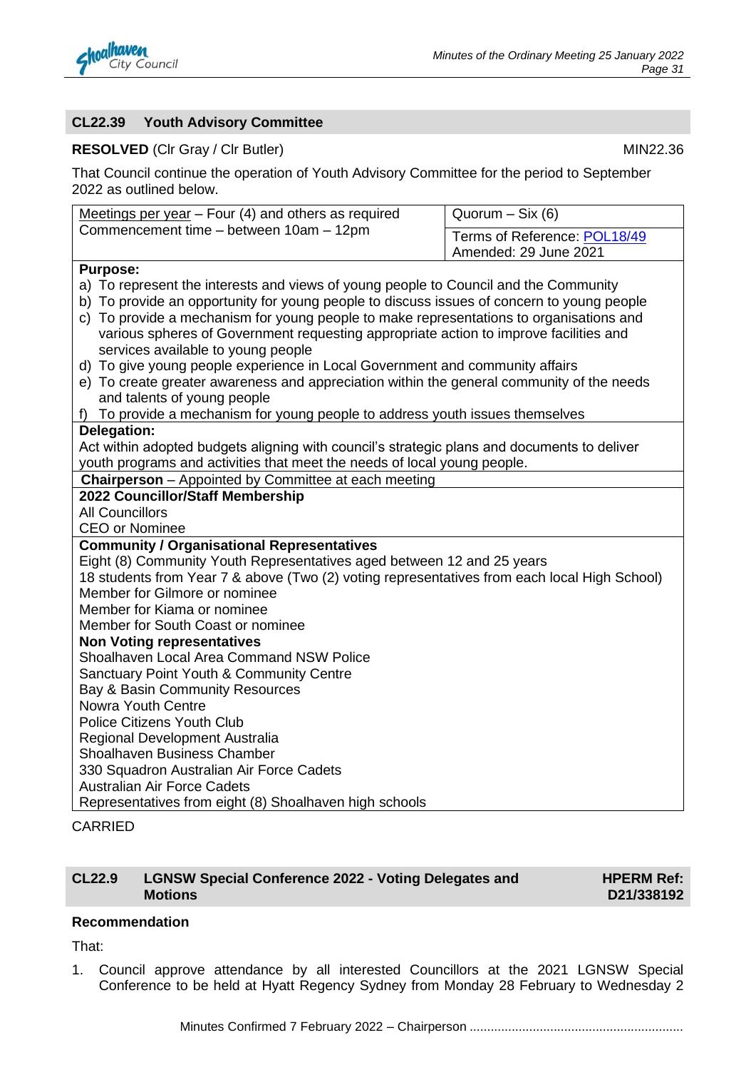## CL22.39 Youth Advisory Committee

**RESOLVED** (Clr Gray / Clr Butler) MIN22.36

That Council continue the operation of Youth Advisory Committee for the period to September 2022 as outlined below.

| Meetings per year – Four (4) and others as required<br>Commencement time – between 10am – 12pm | Quorum – Six (6)<br>Terms of Reference: POL18/49<br>Amended: 29 June 2021 |
|---|---|
| **Purpose:**<br>a) To represent the interests and views of young people to Council and the Community<br>b) To provide an opportunity for young people to discuss issues of concern to young people<br>c) To provide a mechanism for young people to make representations to organisations and various spheres of Government requesting appropriate action to improve facilities and services available to young people<br>d) To give young people experience in Local Government and community affairs<br>e) To create greater awareness and appreciation within the general community of the needs and talents of young people<br>f) To provide a mechanism for young people to address youth issues themselves | |
| **Delegation:**<br>Act within adopted budgets aligning with council's strategic plans and documents to deliver youth programs and activities that meet the needs of local young people. | |
| **Chairperson** – Appointed by Committee at each meeting | |
| **2022 Councillor/Staff Membership**<br>All Councillors<br>CEO or Nominee | |
| **Community / Organisational Representatives**<br>Eight (8) Community Youth Representatives aged between 12 and 25 years<br>18 students from Year 7 & above (Two (2) voting representatives from each local High School)<br>Member for Gilmore or nominee<br>Member for Kiama or nominee<br>Member for South Coast or nominee<br>**Non Voting representatives**<br>Shoalhaven Local Area Command NSW Police<br>Sanctuary Point Youth & Community Centre<br>Bay & Basin Community Resources<br>Nowra Youth Centre<br>Police Citizens Youth Club<br>Regional Development Australia<br>Shoalhaven Business Chamber<br>330 Squadron Australian Air Force Cadets<br>Australian Air Force Cadets<br>Representatives from eight (8) Shoalhaven high schools | |

CARRIED

## CL22.9 LGNSW Special Conference 2022 - Voting Delegates and Motions

**HPERM Ref: D21/338192**

**Recommendation**

That:

1. Council approve attendance by all interested Councillors at the 2021 LGNSW Special Conference to be held at Hyatt Regency Sydney from Monday 28 February to Wednesday 2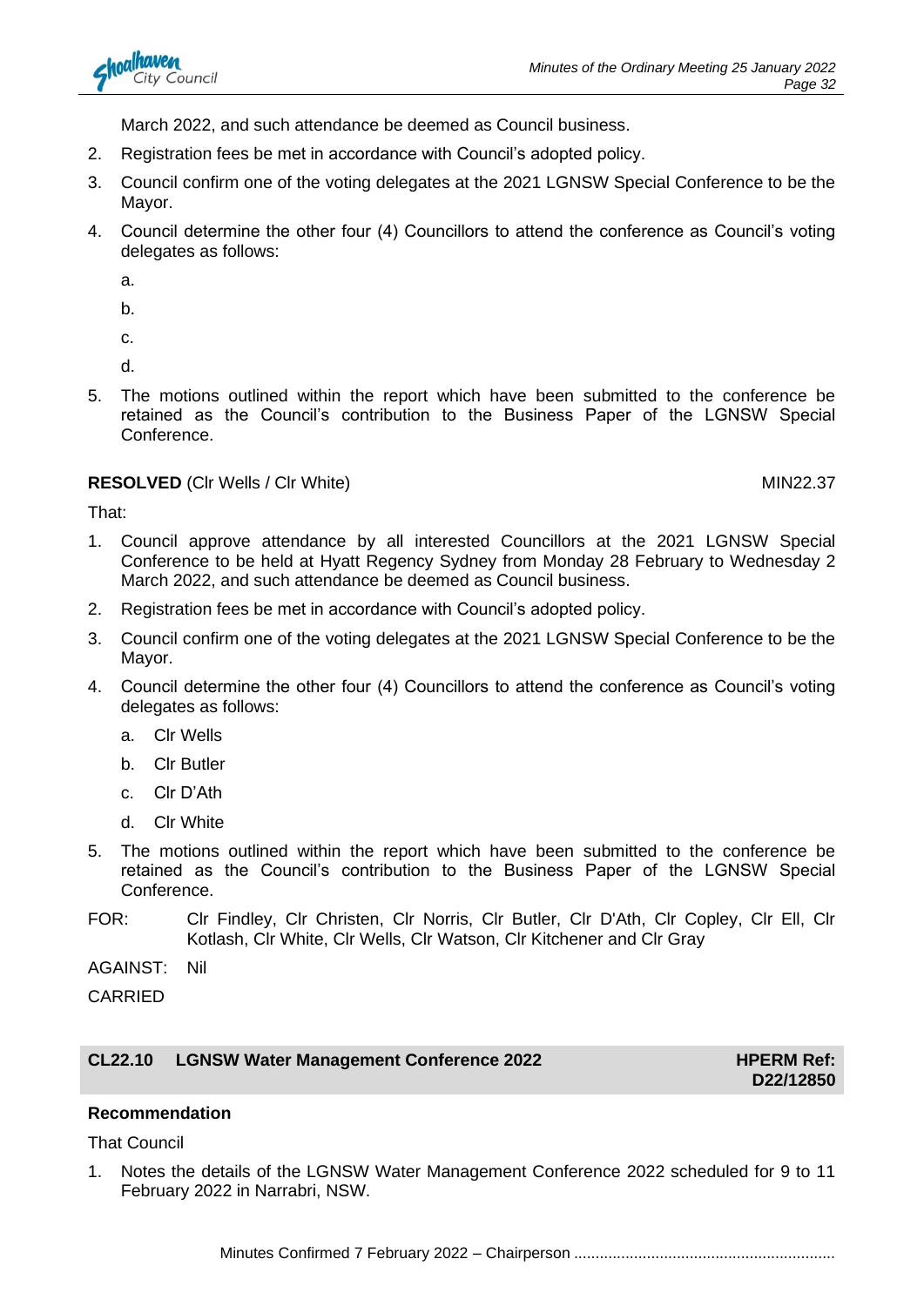March 2022, and such attendance be deemed as Council business.

2. Registration fees be met in accordance with Council's adopted policy.
3. Council confirm one of the voting delegates at the 2021 LGNSW Special Conference to be the Mayor.
4. Council determine the other four (4) Councillors to attend the conference as Council's voting delegates as follows:

   a.

   b.

   c.

   d.

5. The motions outlined within the report which have been submitted to the conference be retained as the Council's contribution to the Business Paper of the LGNSW Special Conference.

**RESOLVED** (Clr Wells / Clr White) MIN22.37

That:

1. Council approve attendance by all interested Councillors at the 2021 LGNSW Special Conference to be held at Hyatt Regency Sydney from Monday 28 February to Wednesday 2 March 2022, and such attendance be deemed as Council business.
2. Registration fees be met in accordance with Council's adopted policy.
3. Council confirm one of the voting delegates at the 2021 LGNSW Special Conference to be the Mayor.
4. Council determine the other four (4) Councillors to attend the conference as Council's voting delegates as follows:
   a. Clr Wells
   b. Clr Butler
   c. Clr D'Ath
   d. Clr White
5. The motions outlined within the report which have been submitted to the conference be retained as the Council's contribution to the Business Paper of the LGNSW Special Conference.

FOR: Clr Findley, Clr Christen, Clr Norris, Clr Butler, Clr D'Ath, Clr Copley, Clr Ell, Clr Kotlash, Clr White, Clr Wells, Clr Watson, Clr Kitchener and Clr Gray

AGAINST: Nil

CARRIED

## CL22.10 LGNSW Water Management Conference 2022 — HPERM Ref: D22/12850

**Recommendation**

That Council

1. Notes the details of the LGNSW Water Management Conference 2022 scheduled for 9 to 11 February 2022 in Narrabri, NSW.

Minutes Confirmed 7 February 2022 – Chairperson ............................................................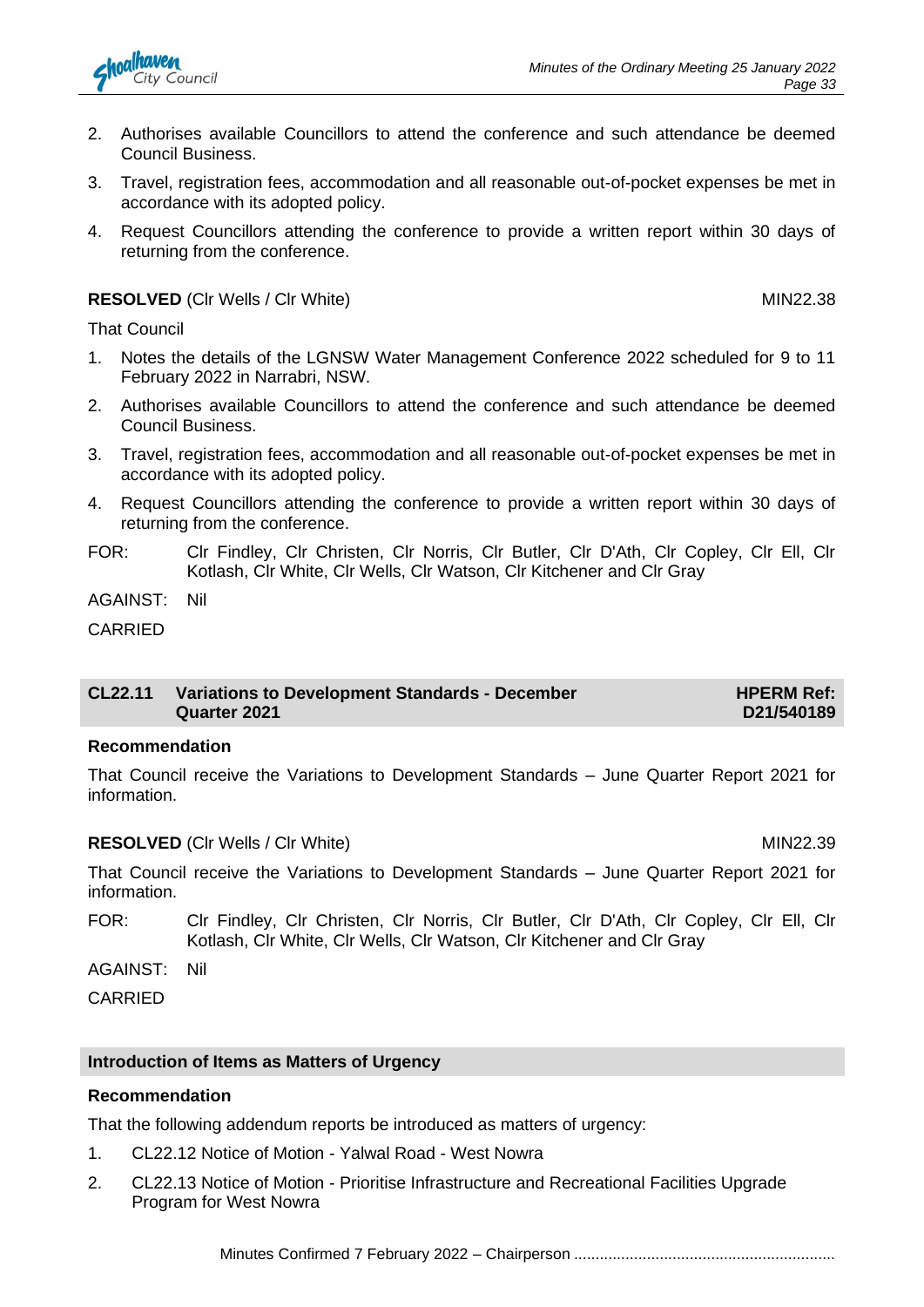2. Authorises available Councillors to attend the conference and such attendance be deemed Council Business.
3. Travel, registration fees, accommodation and all reasonable out-of-pocket expenses be met in accordance with its adopted policy.
4. Request Councillors attending the conference to provide a written report within 30 days of returning from the conference.

**RESOLVED** (Clr Wells / Clr White) MIN22.38

That Council

1. Notes the details of the LGNSW Water Management Conference 2022 scheduled for 9 to 11 February 2022 in Narrabri, NSW.
2. Authorises available Councillors to attend the conference and such attendance be deemed Council Business.
3. Travel, registration fees, accommodation and all reasonable out-of-pocket expenses be met in accordance with its adopted policy.
4. Request Councillors attending the conference to provide a written report within 30 days of returning from the conference.

FOR: Clr Findley, Clr Christen, Clr Norris, Clr Butler, Clr D'Ath, Clr Copley, Clr Ell, Clr Kotlash, Clr White, Clr Wells, Clr Watson, Clr Kitchener and Clr Gray

AGAINST: Nil

CARRIED

## CL22.11 Variations to Development Standards - December Quarter 2021 — HPERM Ref: D21/540189

**Recommendation**

That Council receive the Variations to Development Standards – June Quarter Report 2021 for information.

**RESOLVED** (Clr Wells / Clr White) MIN22.39

That Council receive the Variations to Development Standards – June Quarter Report 2021 for information.

FOR: Clr Findley, Clr Christen, Clr Norris, Clr Butler, Clr D'Ath, Clr Copley, Clr Ell, Clr Kotlash, Clr White, Clr Wells, Clr Watson, Clr Kitchener and Clr Gray

AGAINST: Nil

CARRIED

## Introduction of Items as Matters of Urgency

**Recommendation**

That the following addendum reports be introduced as matters of urgency:

1. CL22.12 Notice of Motion - Yalwal Road - West Nowra
2. CL22.13 Notice of Motion - Prioritise Infrastructure and Recreational Facilities Upgrade Program for West Nowra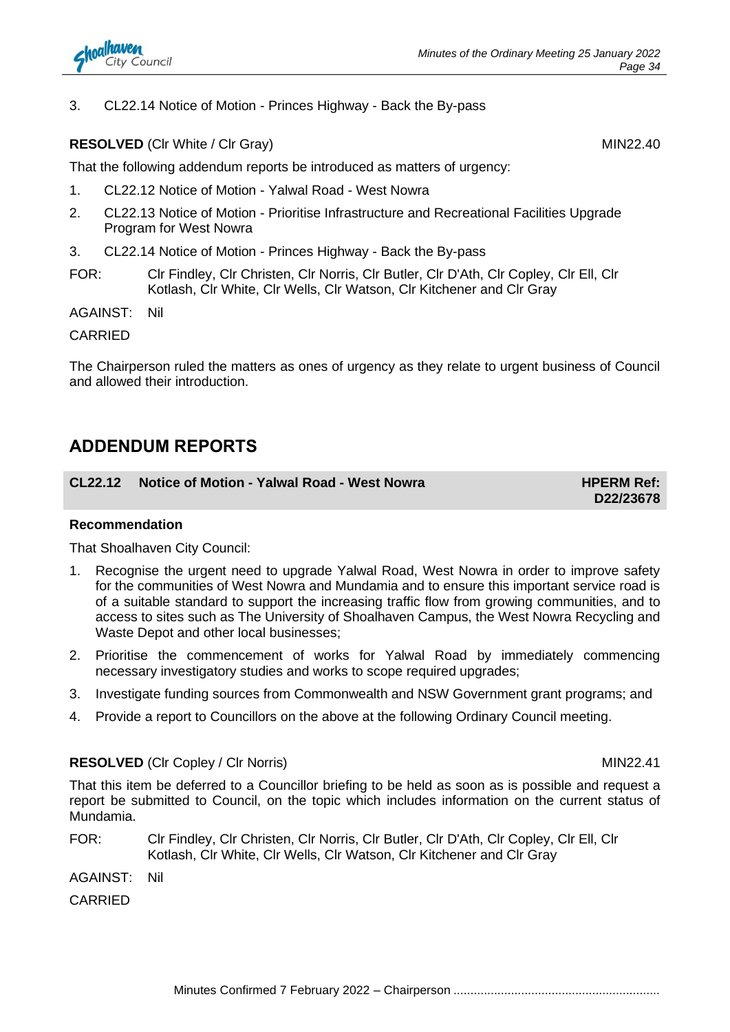3. CL22.14 Notice of Motion - Princes Highway - Back the By-pass

**RESOLVED** (Clr White / Clr Gray) MIN22.40

That the following addendum reports be introduced as matters of urgency:

1. CL22.12 Notice of Motion - Yalwal Road - West Nowra
2. CL22.13 Notice of Motion - Prioritise Infrastructure and Recreational Facilities Upgrade Program for West Nowra
3. CL22.14 Notice of Motion - Princes Highway - Back the By-pass

FOR: Clr Findley, Clr Christen, Clr Norris, Clr Butler, Clr D'Ath, Clr Copley, Clr Ell, Clr Kotlash, Clr White, Clr Wells, Clr Watson, Clr Kitchener and Clr Gray

AGAINST: Nil

CARRIED

The Chairperson ruled the matters as ones of urgency as they relate to urgent business of Council and allowed their introduction.

## ADDENDUM REPORTS

### CL22.12 Notice of Motion - Yalwal Road - West Nowra — HPERM Ref: D22/23678

**Recommendation**

That Shoalhaven City Council:

1. Recognise the urgent need to upgrade Yalwal Road, West Nowra in order to improve safety for the communities of West Nowra and Mundamia and to ensure this important service road is of a suitable standard to support the increasing traffic flow from growing communities, and to access to sites such as The University of Shoalhaven Campus, the West Nowra Recycling and Waste Depot and other local businesses;
2. Prioritise the commencement of works for Yalwal Road by immediately commencing necessary investigatory studies and works to scope required upgrades;
3. Investigate funding sources from Commonwealth and NSW Government grant programs; and
4. Provide a report to Councillors on the above at the following Ordinary Council meeting.

**RESOLVED** (Clr Copley / Clr Norris) MIN22.41

That this item be deferred to a Councillor briefing to be held as soon as is possible and request a report be submitted to Council, on the topic which includes information on the current status of Mundamia.

FOR: Clr Findley, Clr Christen, Clr Norris, Clr Butler, Clr D'Ath, Clr Copley, Clr Ell, Clr Kotlash, Clr White, Clr Wells, Clr Watson, Clr Kitchener and Clr Gray

AGAINST: Nil

CARRIED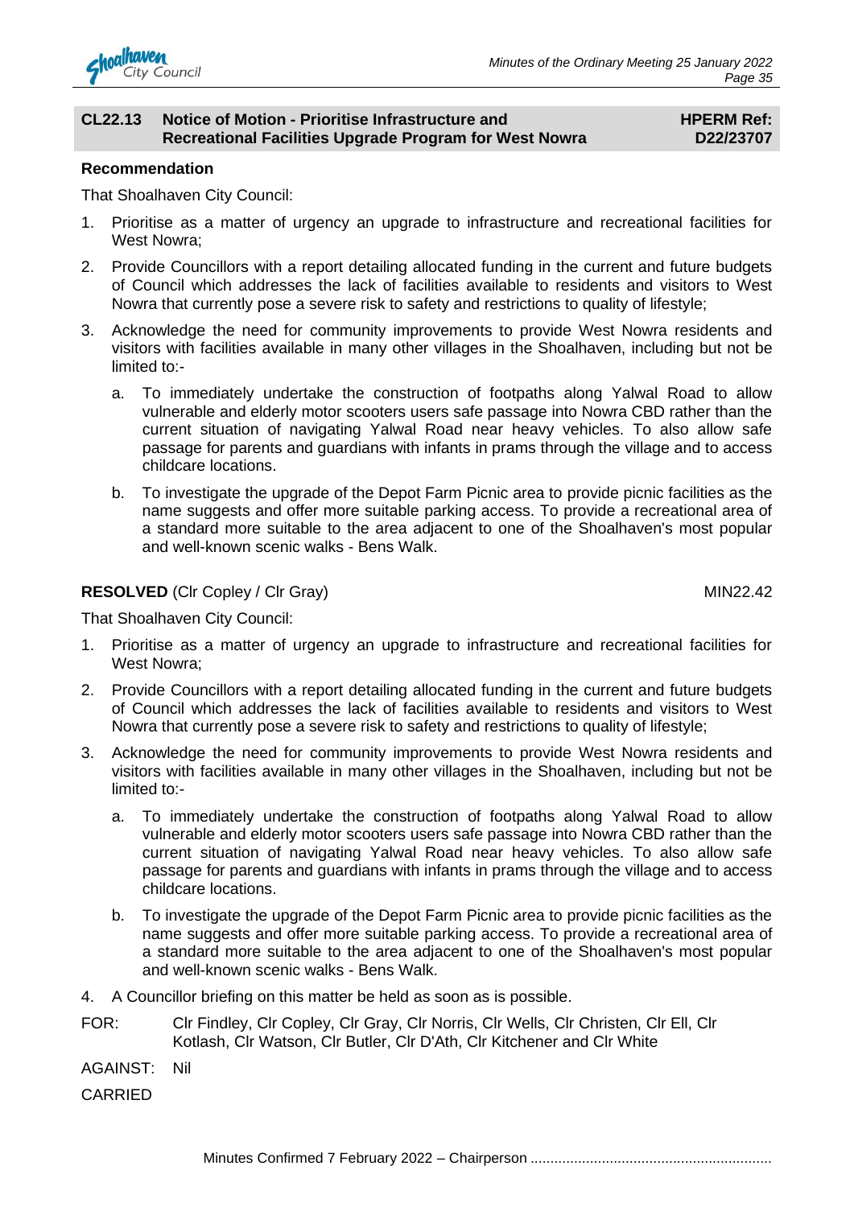## CL22.13 Notice of Motion - Prioritise Infrastructure and Recreational Facilities Upgrade Program for West Nowra

**HPERM Ref: D22/23707**

**Recommendation**

That Shoalhaven City Council:

1. Prioritise as a matter of urgency an upgrade to infrastructure and recreational facilities for West Nowra;
2. Provide Councillors with a report detailing allocated funding in the current and future budgets of Council which addresses the lack of facilities available to residents and visitors to West Nowra that currently pose a severe risk to safety and restrictions to quality of lifestyle;
3. Acknowledge the need for community improvements to provide West Nowra residents and visitors with facilities available in many other villages in the Shoalhaven, including but not be limited to:-
   a. To immediately undertake the construction of footpaths along Yalwal Road to allow vulnerable and elderly motor scooters users safe passage into Nowra CBD rather than the current situation of navigating Yalwal Road near heavy vehicles. To also allow safe passage for parents and guardians with infants in prams through the village and to access childcare locations.
   b. To investigate the upgrade of the Depot Farm Picnic area to provide picnic facilities as the name suggests and offer more suitable parking access. To provide a recreational area of a standard more suitable to the area adjacent to one of the Shoalhaven's most popular and well-known scenic walks - Bens Walk.

**RESOLVED** (Clr Copley / Clr Gray) MIN22.42

That Shoalhaven City Council:

1. Prioritise as a matter of urgency an upgrade to infrastructure and recreational facilities for West Nowra;
2. Provide Councillors with a report detailing allocated funding in the current and future budgets of Council which addresses the lack of facilities available to residents and visitors to West Nowra that currently pose a severe risk to safety and restrictions to quality of lifestyle;
3. Acknowledge the need for community improvements to provide West Nowra residents and visitors with facilities available in many other villages in the Shoalhaven, including but not be limited to:-
   a. To immediately undertake the construction of footpaths along Yalwal Road to allow vulnerable and elderly motor scooters users safe passage into Nowra CBD rather than the current situation of navigating Yalwal Road near heavy vehicles. To also allow safe passage for parents and guardians with infants in prams through the village and to access childcare locations.
   b. To investigate the upgrade of the Depot Farm Picnic area to provide picnic facilities as the name suggests and offer more suitable parking access. To provide a recreational area of a standard more suitable to the area adjacent to one of the Shoalhaven's most popular and well-known scenic walks - Bens Walk.
4. A Councillor briefing on this matter be held as soon as is possible.

FOR: Clr Findley, Clr Copley, Clr Gray, Clr Norris, Clr Wells, Clr Christen, Clr Ell, Clr Kotlash, Clr Watson, Clr Butler, Clr D'Ath, Clr Kitchener and Clr White

AGAINST: Nil

CARRIED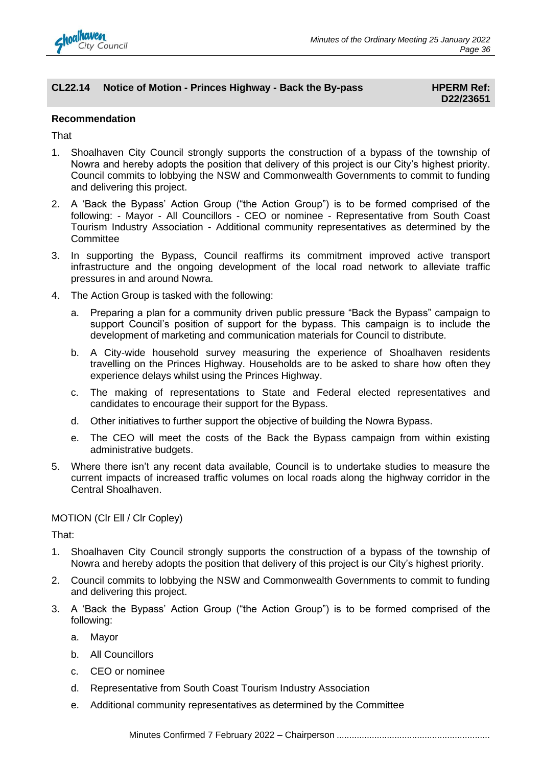## CL22.14 Notice of Motion - Princes Highway - Back the By-pass

**HPERM Ref: D22/23651**

**Recommendation**

That

1. Shoalhaven City Council strongly supports the construction of a bypass of the township of Nowra and hereby adopts the position that delivery of this project is our City's highest priority. Council commits to lobbying the NSW and Commonwealth Governments to commit to funding and delivering this project.
2. A 'Back the Bypass' Action Group ("the Action Group") is to be formed comprised of the following: - Mayor - All Councillors - CEO or nominee - Representative from South Coast Tourism Industry Association - Additional community representatives as determined by the Committee
3. In supporting the Bypass, Council reaffirms its commitment improved active transport infrastructure and the ongoing development of the local road network to alleviate traffic pressures in and around Nowra.
4. The Action Group is tasked with the following:
   a. Preparing a plan for a community driven public pressure "Back the Bypass" campaign to support Council's position of support for the bypass. This campaign is to include the development of marketing and communication materials for Council to distribute.
   b. A City-wide household survey measuring the experience of Shoalhaven residents travelling on the Princes Highway. Households are to be asked to share how often they experience delays whilst using the Princes Highway.
   c. The making of representations to State and Federal elected representatives and candidates to encourage their support for the Bypass.
   d. Other initiatives to further support the objective of building the Nowra Bypass.
   e. The CEO will meet the costs of the Back the Bypass campaign from within existing administrative budgets.
5. Where there isn't any recent data available, Council is to undertake studies to measure the current impacts of increased traffic volumes on local roads along the highway corridor in the Central Shoalhaven.

MOTION (Clr Ell / Clr Copley)

That:

1. Shoalhaven City Council strongly supports the construction of a bypass of the township of Nowra and hereby adopts the position that delivery of this project is our City's highest priority.
2. Council commits to lobbying the NSW and Commonwealth Governments to commit to funding and delivering this project.
3. A 'Back the Bypass' Action Group ("the Action Group") is to be formed comprised of the following:
   a. Mayor
   b. All Councillors
   c. CEO or nominee
   d. Representative from South Coast Tourism Industry Association
   e. Additional community representatives as determined by the Committee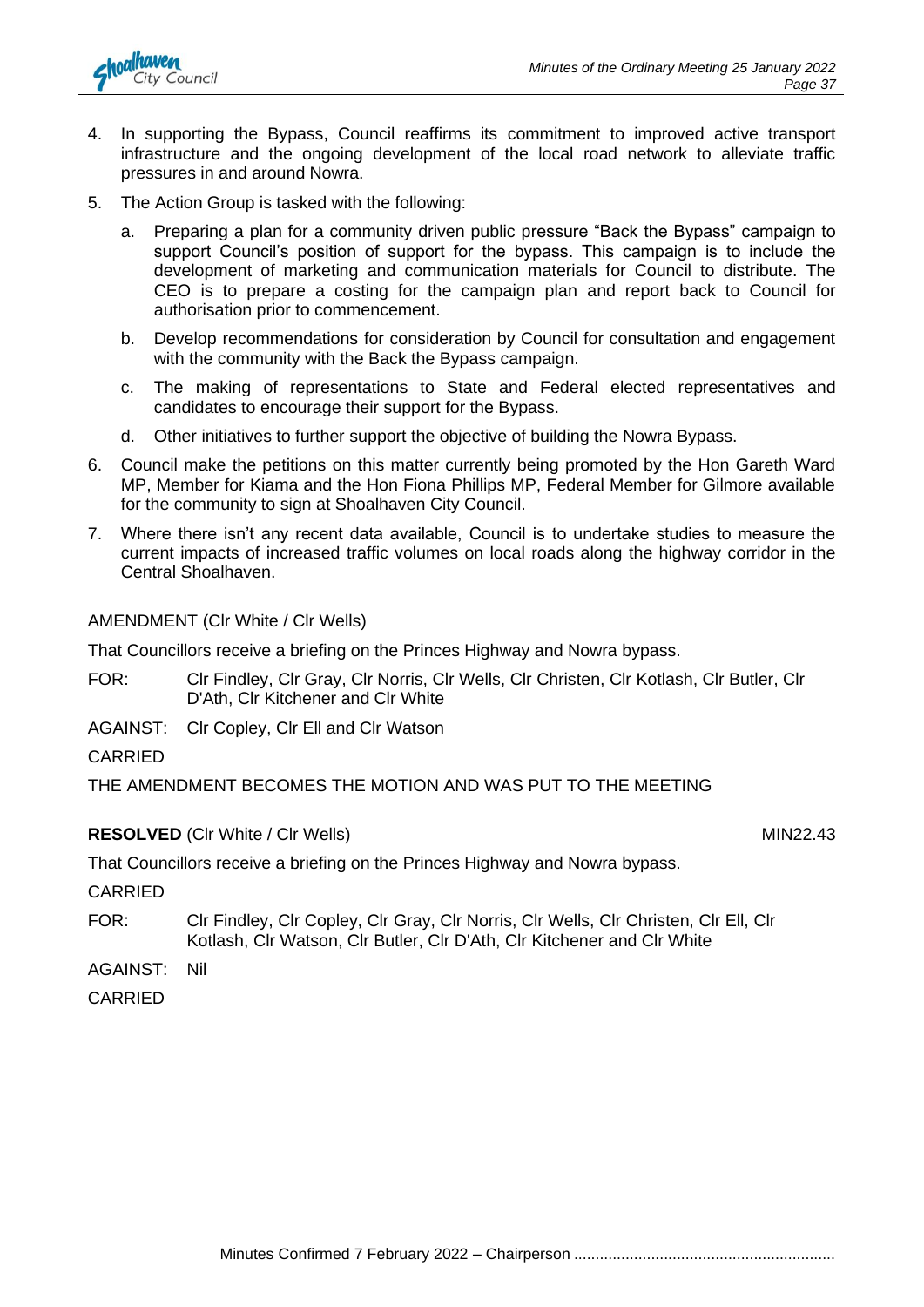4. In supporting the Bypass, Council reaffirms its commitment to improved active transport infrastructure and the ongoing development of the local road network to alleviate traffic pressures in and around Nowra.
5. The Action Group is tasked with the following:
   a. Preparing a plan for a community driven public pressure "Back the Bypass" campaign to support Council's position of support for the bypass. This campaign is to include the development of marketing and communication materials for Council to distribute. The CEO is to prepare a costing for the campaign plan and report back to Council for authorisation prior to commencement.
   b. Develop recommendations for consideration by Council for consultation and engagement with the community with the Back the Bypass campaign.
   c. The making of representations to State and Federal elected representatives and candidates to encourage their support for the Bypass.
   d. Other initiatives to further support the objective of building the Nowra Bypass.
6. Council make the petitions on this matter currently being promoted by the Hon Gareth Ward MP, Member for Kiama and the Hon Fiona Phillips MP, Federal Member for Gilmore available for the community to sign at Shoalhaven City Council.
7. Where there isn't any recent data available, Council is to undertake studies to measure the current impacts of increased traffic volumes on local roads along the highway corridor in the Central Shoalhaven.

AMENDMENT (Clr White / Clr Wells)

That Councillors receive a briefing on the Princes Highway and Nowra bypass.

FOR: Clr Findley, Clr Gray, Clr Norris, Clr Wells, Clr Christen, Clr Kotlash, Clr Butler, Clr D'Ath, Clr Kitchener and Clr White

AGAINST: Clr Copley, Clr Ell and Clr Watson

CARRIED

THE AMENDMENT BECOMES THE MOTION AND WAS PUT TO THE MEETING

**RESOLVED** (Clr White / Clr Wells) MIN22.43

That Councillors receive a briefing on the Princes Highway and Nowra bypass.

CARRIED

FOR: Clr Findley, Clr Copley, Clr Gray, Clr Norris, Clr Wells, Clr Christen, Clr Ell, Clr Kotlash, Clr Watson, Clr Butler, Clr D'Ath, Clr Kitchener and Clr White

AGAINST: Nil

CARRIED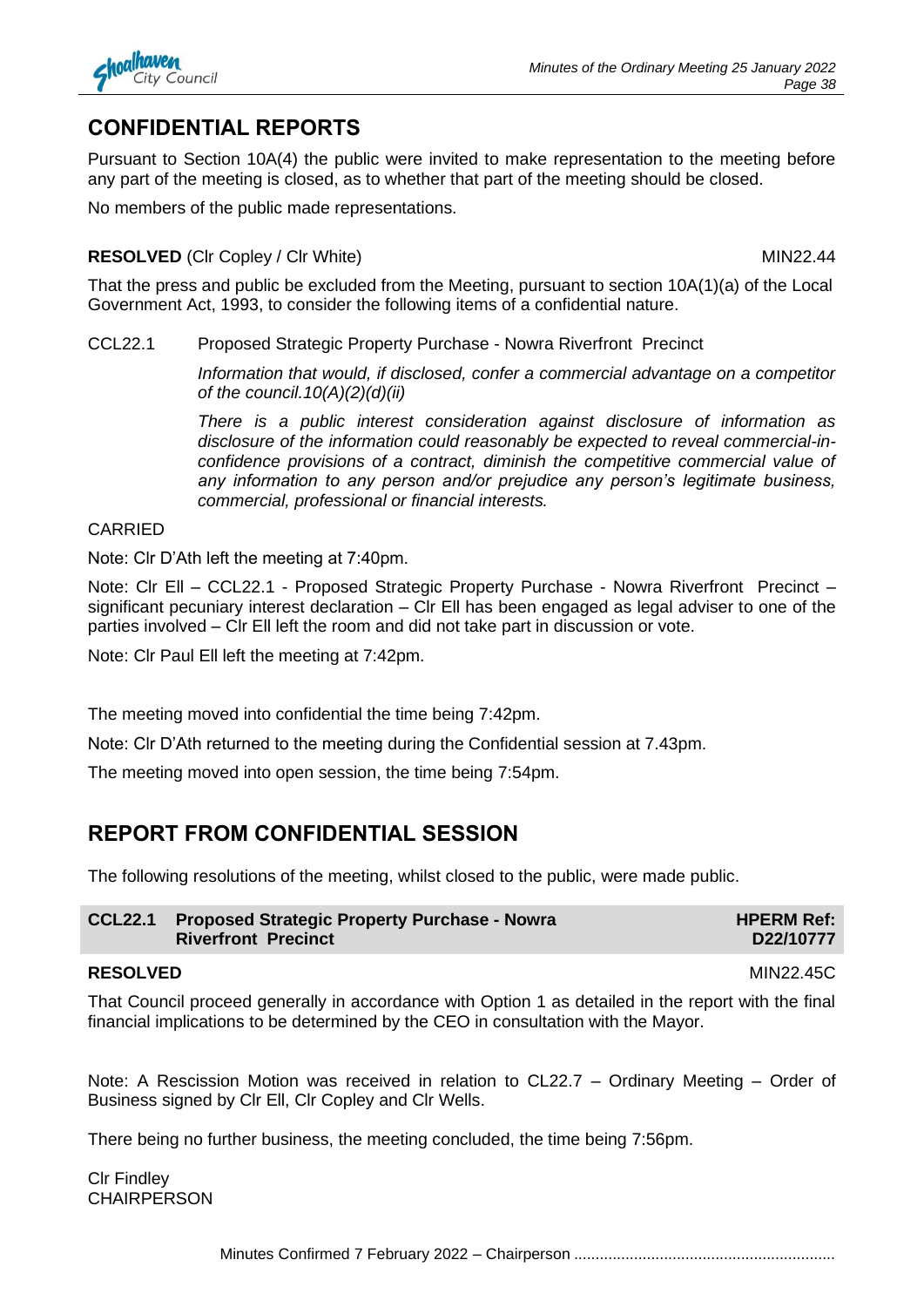## CONFIDENTIAL REPORTS

Pursuant to Section 10A(4) the public were invited to make representation to the meeting before any part of the meeting is closed, as to whether that part of the meeting should be closed.

No members of the public made representations.

**RESOLVED** (Clr Copley / Clr White) MIN22.44

That the press and public be excluded from the Meeting, pursuant to section 10A(1)(a) of the Local Government Act, 1993, to consider the following items of a confidential nature.

CCL22.1 Proposed Strategic Property Purchase - Nowra Riverfront Precinct

*Information that would, if disclosed, confer a commercial advantage on a competitor of the council.10(A)(2)(d)(ii)*

*There is a public interest consideration against disclosure of information as disclosure of the information could reasonably be expected to reveal commercial-in-confidence provisions of a contract, diminish the competitive commercial value of any information to any person and/or prejudice any person's legitimate business, commercial, professional or financial interests.*

CARRIED

Note: Clr D'Ath left the meeting at 7:40pm.

Note: Clr Ell – CCL22.1 - Proposed Strategic Property Purchase - Nowra Riverfront Precinct – significant pecuniary interest declaration – Clr Ell has been engaged as legal adviser to one of the parties involved – Clr Ell left the room and did not take part in discussion or vote.

Note: Clr Paul Ell left the meeting at 7:42pm.

The meeting moved into confidential the time being 7:42pm.

Note: Clr D'Ath returned to the meeting during the Confidential session at 7.43pm.

The meeting moved into open session, the time being 7:54pm.

## REPORT FROM CONFIDENTIAL SESSION

The following resolutions of the meeting, whilst closed to the public, were made public.

**CCL22.1 Proposed Strategic Property Purchase - Nowra Riverfront Precinct** **HPERM Ref: D22/10777**

**RESOLVED** MIN22.45C

That Council proceed generally in accordance with Option 1 as detailed in the report with the final financial implications to be determined by the CEO in consultation with the Mayor.

Note: A Rescission Motion was received in relation to CL22.7 – Ordinary Meeting – Order of Business signed by Clr Ell, Clr Copley and Clr Wells.

There being no further business, the meeting concluded, the time being 7:56pm.

Clr Findley
CHAIRPERSON